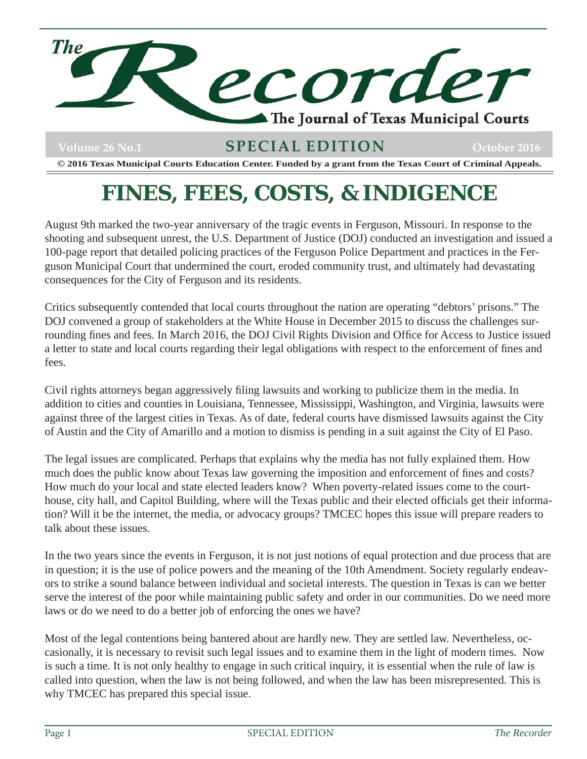# The Recorder

The Journal of Texas Municipal Courts

Volume 26 No.1 — SPECIAL EDITION — October 2016

© 2016 Texas Municipal Courts Education Center. Funded by a grant from the Texas Court of Criminal Appeals.

# FINES, FEES, COSTS, & INDIGENCE

August 9th marked the two-year anniversary of the tragic events in Ferguson, Missouri. In response to the shooting and subsequent unrest, the U.S. Department of Justice (DOJ) conducted an investigation and issued a 100-page report that detailed policing practices of the Ferguson Police Department and practices in the Ferguson Municipal Court that undermined the court, eroded community trust, and ultimately had devastating consequences for the City of Ferguson and its residents.

Critics subsequently contended that local courts throughout the nation are operating "debtors' prisons." The DOJ convened a group of stakeholders at the White House in December 2015 to discuss the challenges surrounding fines and fees. In March 2016, the DOJ Civil Rights Division and Office for Access to Justice issued a letter to state and local courts regarding their legal obligations with respect to the enforcement of fines and fees.

Civil rights attorneys began aggressively filing lawsuits and working to publicize them in the media. In addition to cities and counties in Louisiana, Tennessee, Mississippi, Washington, and Virginia, lawsuits were against three of the largest cities in Texas. As of date, federal courts have dismissed lawsuits against the City of Austin and the City of Amarillo and a motion to dismiss is pending in a suit against the City of El Paso.

The legal issues are complicated. Perhaps that explains why the media has not fully explained them. How much does the public know about Texas law governing the imposition and enforcement of fines and costs? How much do your local and state elected leaders know? When poverty-related issues come to the courthouse, city hall, and Capitol Building, where will the Texas public and their elected officials get their information? Will it be the internet, the media, or advocacy groups? TMCEC hopes this issue will prepare readers to talk about these issues.

In the two years since the events in Ferguson, it is not just notions of equal protection and due process that are in question; it is the use of police powers and the meaning of the 10th Amendment. Society regularly endeavors to strike a sound balance between individual and societal interests. The question in Texas is can we better serve the interest of the poor while maintaining public safety and order in our communities. Do we need more laws or do we need to do a better job of enforcing the ones we have?

Most of the legal contentions being bantered about are hardly new. They are settled law. Nevertheless, occasionally, it is necessary to revisit such legal issues and to examine them in the light of modern times. Now is such a time. It is not only healthy to engage in such critical inquiry, it is essential when the rule of law is called into question, when the law is not being followed, and when the law has been misrepresented. This is why TMCEC has prepared this special issue.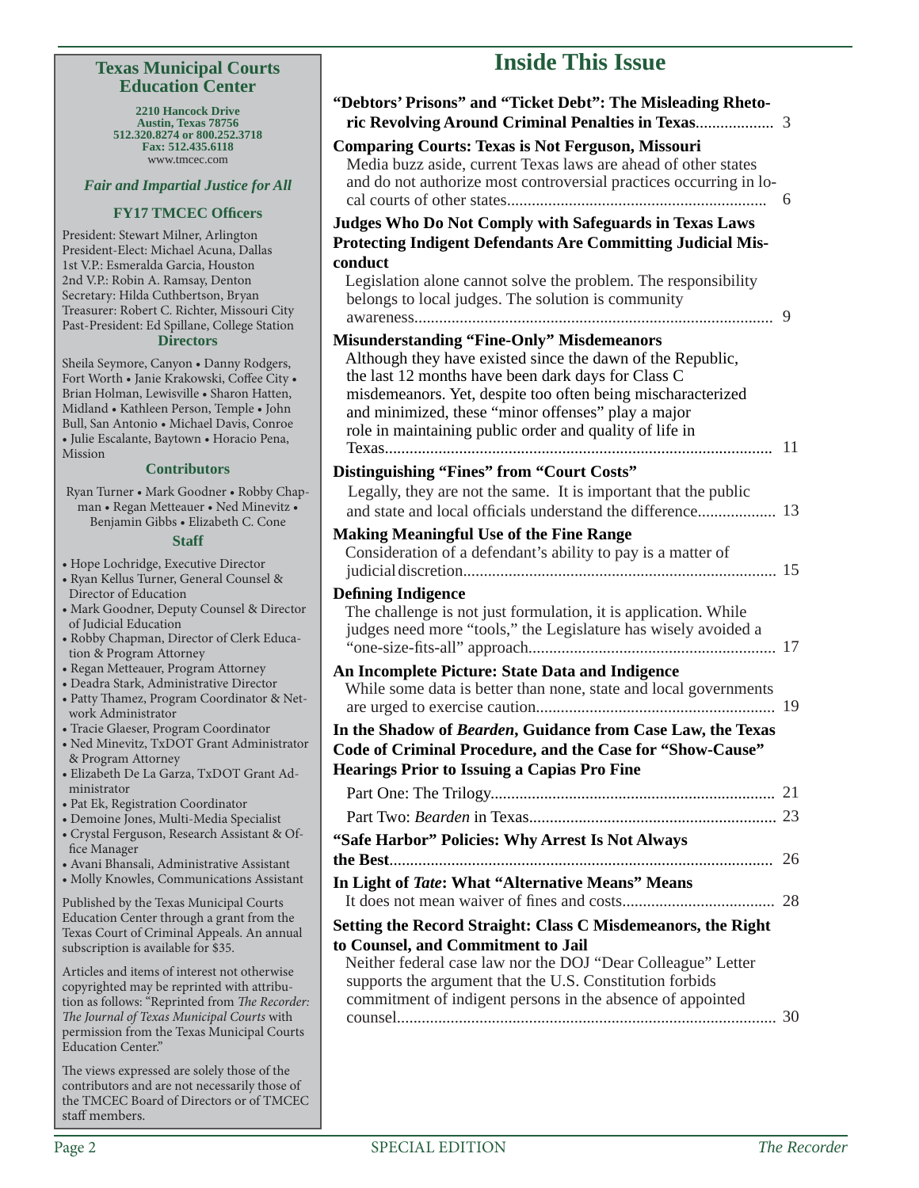## Texas Municipal Courts Education Center

**2210 Hancock Drive**
**Austin, Texas 78756**
**512.320.8274 or 800.252.3718**
**Fax: 512.435.6118**
www.tmcec.com

***Fair and Impartial Justice for All***

**FY17 TMCEC Officers**

President: Stewart Milner, Arlington
President-Elect: Michael Acuna, Dallas
1st V.P.: Esmeralda Garcia, Houston
2nd V.P.: Robin A. Ramsay, Denton
Secretary: Hilda Cuthbertson, Bryan
Treasurer: Robert C. Richter, Missouri City
Past-President: Ed Spillane, College Station

**Directors**

Sheila Seymore, Canyon • Danny Rodgers, Fort Worth • Janie Krakowski, Coffee City • Brian Holman, Lewisville • Sharon Hatten, Midland • Kathleen Person, Temple • John Bull, San Antonio • Michael Davis, Conroe • Julie Escalante, Baytown • Horacio Pena, Mission

**Contributors**

Ryan Turner • Mark Goodner • Robby Chapman • Regan Metteauer • Ned Minevitz • Benjamin Gibbs • Elizabeth C. Cone

**Staff**

- Hope Lochridge, Executive Director
- Ryan Kellus Turner, General Counsel & Director of Education
- Mark Goodner, Deputy Counsel & Director of Judicial Education
- Robby Chapman, Director of Clerk Education & Program Attorney
- Regan Metteauer, Program Attorney
- Deadra Stark, Administrative Director
- Patty Thamez, Program Coordinator & Network Administrator
- Tracie Glaeser, Program Coordinator
- Ned Minevitz, TxDOT Grant Administrator & Program Attorney
- Elizabeth De La Garza, TxDOT Grant Administrator
- Pat Ek, Registration Coordinator
- Demoine Jones, Multi-Media Specialist
- Crystal Ferguson, Research Assistant & Office Manager
- Avani Bhansali, Administrative Assistant
- Molly Knowles, Communications Assistant

Published by the Texas Municipal Courts Education Center through a grant from the Texas Court of Criminal Appeals. An annual subscription is available for $35.

Articles and items of interest not otherwise copyrighted may be reprinted with attribution as follows: "Reprinted from *The Recorder: The Journal of Texas Municipal Courts* with permission from the Texas Municipal Courts Education Center."

The views expressed are solely those of the contributors and are not necessarily those of the TMCEC Board of Directors or of TMCEC staff members.

# Inside This Issue

**"Debtors' Prisons" and "Ticket Debt": The Misleading Rhetoric Revolving Around Criminal Penalties in Texas**.................. 3

**Comparing Courts: Texas is Not Ferguson, Missouri**
Media buzz aside, current Texas laws are ahead of other states and do not authorize most controversial practices occurring in local courts of other states.............................................................. 6

**Judges Who Do Not Comply with Safeguards in Texas Laws Protecting Indigent Defendants Are Committing Judicial Misconduct**
Legislation alone cannot solve the problem. The responsibility belongs to local judges. The solution is community awareness....................................................................................... 9

**Misunderstanding "Fine-Only" Misdemeanors**
Although they have existed since the dawn of the Republic, the last 12 months have been dark days for Class C misdemeanors. Yet, despite too often being mischaracterized and minimized, these "minor offenses" play a major role in maintaining public order and quality of life in Texas............................................................................................. 11

**Distinguishing "Fines" from "Court Costs"**
Legally, they are not the same. It is important that the public and state and local officials understand the difference.................. 13

**Making Meaningful Use of the Fine Range**
Consideration of a defendant's ability to pay is a matter of judicial discretion............................................................................ 15

**Defining Indigence**
The challenge is not just formulation, it is application. While judges need more "tools," the Legislature has wisely avoided a "one-size-fits-all" approach............................................................ 17

**An Incomplete Picture: State Data and Indigence**
While some data is better than none, state and local governments are urged to exercise caution.......................................................... 19

**In the Shadow of *Bearden*, Guidance from Case Law, the Texas Code of Criminal Procedure, and the Case for "Show-Cause" Hearings Prior to Issuing a Capias Pro Fine**

Part One: The Trilogy..................................................................... 21

Part Two: *Bearden* in Texas............................................................ 23

**"Safe Harbor" Policies: Why Arrest Is Not Always the Best**............................................................................................. 26

**In Light of *Tate*: What "Alternative Means" Means**
It does not mean waiver of fines and costs..................................... 28

**Setting the Record Straight: Class C Misdemeanors, the Right to Counsel, and Commitment to Jail**
Neither federal case law nor the DOJ "Dear Colleague" Letter supports the argument that the U.S. Constitution forbids commitment of indigent persons in the absence of appointed counsel............................................................................................ 30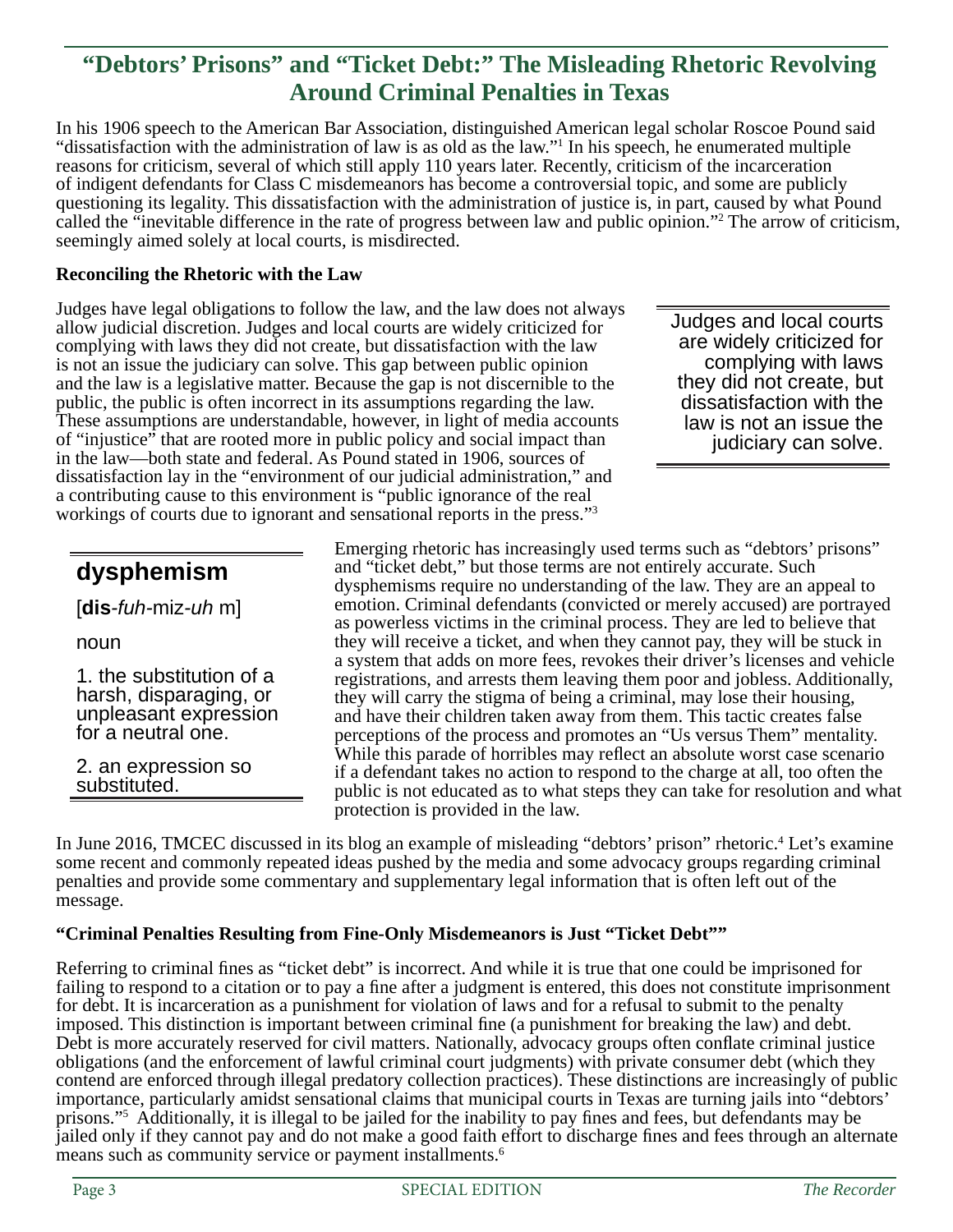# "Debtors' Prisons" and "Ticket Debt:" The Misleading Rhetoric Revolving Around Criminal Penalties in Texas

In his 1906 speech to the American Bar Association, distinguished American legal scholar Roscoe Pound said "dissatisfaction with the administration of law is as old as the law."[1] In his speech, he enumerated multiple reasons for criticism, several of which still apply 110 years later. Recently, criticism of the incarceration of indigent defendants for Class C misdemeanors has become a controversial topic, and some are publicly questioning its legality. This dissatisfaction with the administration of justice is, in part, caused by what Pound called the "inevitable difference in the rate of progress between law and public opinion."[2] The arrow of criticism, seemingly aimed solely at local courts, is misdirected.

**Reconciling the Rhetoric with the Law**

Judges have legal obligations to follow the law, and the law does not always allow judicial discretion. Judges and local courts are widely criticized for complying with laws they did not create, but dissatisfaction with the law is not an issue the judiciary can solve. This gap between public opinion and the law is a legislative matter. Because the gap is not discernible to the public, the public is often incorrect in its assumptions regarding the law. These assumptions are understandable, however, in light of media accounts of "injustice" that are rooted more in public policy and social impact than in the law—both state and federal. As Pound stated in 1906, sources of dissatisfaction lay in the "environment of our judicial administration," and a contributing cause to this environment is "public ignorance of the real workings of courts due to ignorant and sensational reports in the press."[3]

> Judges and local courts are widely criticized for complying with laws they did not create, but dissatisfaction with the law is not an issue the judiciary can solve.

> **dysphemism**
>
> [**dis**-*fuh*-miz-*uh* m]
>
> noun
>
> 1. the substitution of a harsh, disparaging, or unpleasant expression for a neutral one.
>
> 2. an expression so substituted.

Emerging rhetoric has increasingly used terms such as "debtors' prisons" and "ticket debt," but those terms are not entirely accurate. Such dysphemisms require no understanding of the law. They are an appeal to emotion. Criminal defendants (convicted or merely accused) are portrayed as powerless victims in the criminal process. They are led to believe that they will receive a ticket, and when they cannot pay, they will be stuck in a system that adds on more fees, revokes their driver's licenses and vehicle registrations, and arrests them leaving them poor and jobless. Additionally, they will carry the stigma of being a criminal, may lose their housing, and have their children taken away from them. This tactic creates false perceptions of the process and promotes an "Us versus Them" mentality. While this parade of horribles may reflect an absolute worst case scenario if a defendant takes no action to respond to the charge at all, too often the public is not educated as to what steps they can take for resolution and what protection is provided in the law.

In June 2016, TMCEC discussed in its blog an example of misleading "debtors' prison" rhetoric.[4] Let's examine some recent and commonly repeated ideas pushed by the media and some advocacy groups regarding criminal penalties and provide some commentary and supplementary legal information that is often left out of the message.

**"Criminal Penalties Resulting from Fine-Only Misdemeanors is Just "Ticket Debt""**

Referring to criminal fines as "ticket debt" is incorrect. And while it is true that one could be imprisoned for failing to respond to a citation or to pay a fine after a judgment is entered, this does not constitute imprisonment for debt. It is incarceration as a punishment for violation of laws and for a refusal to submit to the penalty imposed. This distinction is important between criminal fine (a punishment for breaking the law) and debt. Debt is more accurately reserved for civil matters. Nationally, advocacy groups often conflate criminal justice obligations (and the enforcement of lawful criminal court judgments) with private consumer debt (which they contend are enforced through illegal predatory collection practices). These distinctions are increasingly of public importance, particularly amidst sensational claims that municipal courts in Texas are turning jails into "debtors' prisons."[5] Additionally, it is illegal to be jailed for the inability to pay fines and fees, but defendants may be jailed only if they cannot pay and do not make a good faith effort to discharge fines and fees through an alternate means such as community service or payment installments.[6]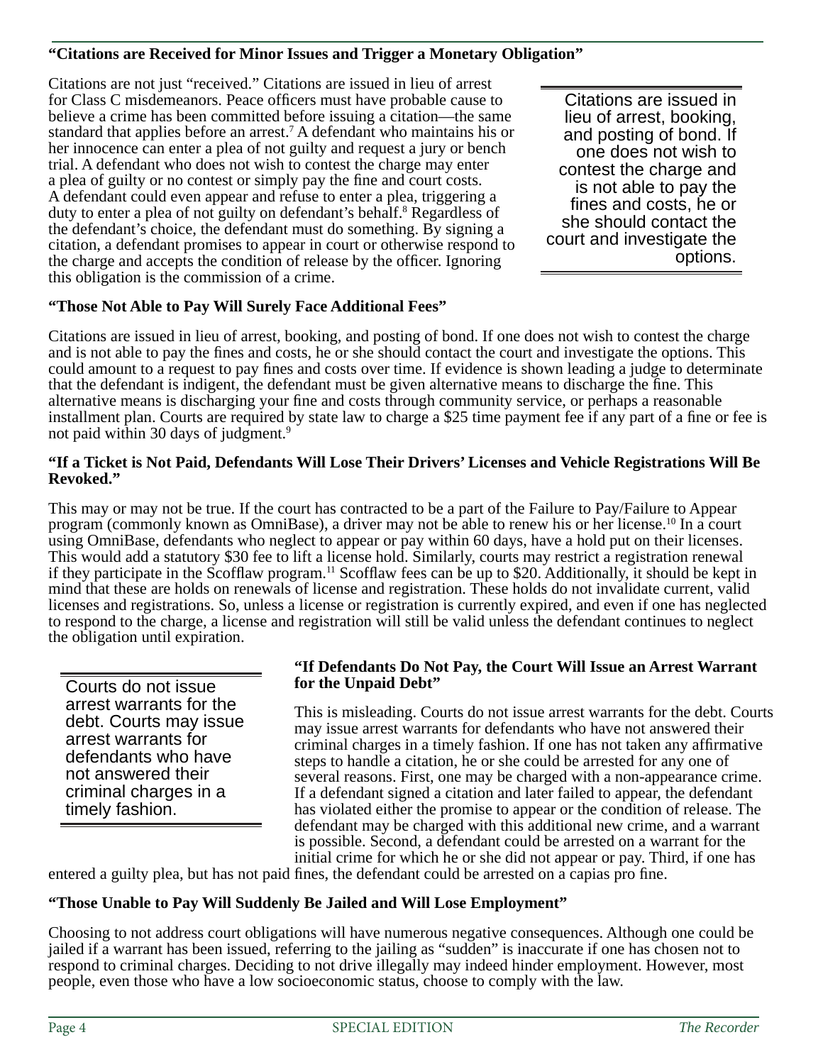### "Citations are Received for Minor Issues and Trigger a Monetary Obligation"

Citations are not just "received." Citations are issued in lieu of arrest for Class C misdemeanors. Peace officers must have probable cause to believe a crime has been committed before issuing a citation—the same standard that applies before an arrest.[7] A defendant who maintains his or her innocence can enter a plea of not guilty and request a jury or bench trial. A defendant who does not wish to contest the charge may enter a plea of guilty or no contest or simply pay the fine and court costs. A defendant could even appear and refuse to enter a plea, triggering a duty to enter a plea of not guilty on defendant's behalf.[8] Regardless of the defendant's choice, the defendant must do something. By signing a citation, a defendant promises to appear in court or otherwise respond to the charge and accepts the condition of release by the officer. Ignoring this obligation is the commission of a crime.

> Citations are issued in lieu of arrest, booking, and posting of bond. If one does not wish to contest the charge and is not able to pay the fines and costs, he or she should contact the court and investigate the options.

### "Those Not Able to Pay Will Surely Face Additional Fees"

Citations are issued in lieu of arrest, booking, and posting of bond. If one does not wish to contest the charge and is not able to pay the fines and costs, he or she should contact the court and investigate the options. This could amount to a request to pay fines and costs over time. If evidence is shown leading a judge to determinate that the defendant is indigent, the defendant must be given alternative means to discharge the fine. This alternative means is discharging your fine and costs through community service, or perhaps a reasonable installment plan. Courts are required by state law to charge a $25 time payment fee if any part of a fine or fee is not paid within 30 days of judgment.[9]

### "If a Ticket is Not Paid, Defendants Will Lose Their Drivers' Licenses and Vehicle Registrations Will Be Revoked."

This may or may not be true. If the court has contracted to be a part of the Failure to Pay/Failure to Appear program (commonly known as OmniBase), a driver may not be able to renew his or her license.[10] In a court using OmniBase, defendants who neglect to appear or pay within 60 days, have a hold put on their licenses. This would add a statutory $30 fee to lift a license hold. Similarly, courts may restrict a registration renewal if they participate in the Scofflaw program.[11] Scofflaw fees can be up to $20. Additionally, it should be kept in mind that these are holds on renewals of license and registration. These holds do not invalidate current, valid licenses and registrations. So, unless a license or registration is currently expired, and even if one has neglected to respond to the charge, a license and registration will still be valid unless the defendant continues to neglect the obligation until expiration.

> Courts do not issue arrest warrants for the debt. Courts may issue arrest warrants for defendants who have not answered their criminal charges in a timely fashion.

### "If Defendants Do Not Pay, the Court Will Issue an Arrest Warrant for the Unpaid Debt"

This is misleading. Courts do not issue arrest warrants for the debt. Courts may issue arrest warrants for defendants who have not answered their criminal charges in a timely fashion. If one has not taken any affirmative steps to handle a citation, he or she could be arrested for any one of several reasons. First, one may be charged with a non-appearance crime. If a defendant signed a citation and later failed to appear, the defendant has violated either the promise to appear or the condition of release. The defendant may be charged with this additional new crime, and a warrant is possible. Second, a defendant could be arrested on a warrant for the initial crime for which he or she did not appear or pay. Third, if one has entered a guilty plea, but has not paid fines, the defendant could be arrested on a capias pro fine.

### "Those Unable to Pay Will Suddenly Be Jailed and Will Lose Employment"

Choosing to not address court obligations will have numerous negative consequences. Although one could be jailed if a warrant has been issued, referring to the jailing as "sudden" is inaccurate if one has chosen not to respond to criminal charges. Deciding to not drive illegally may indeed hinder employment. However, most people, even those who have a low socioeconomic status, choose to comply with the law.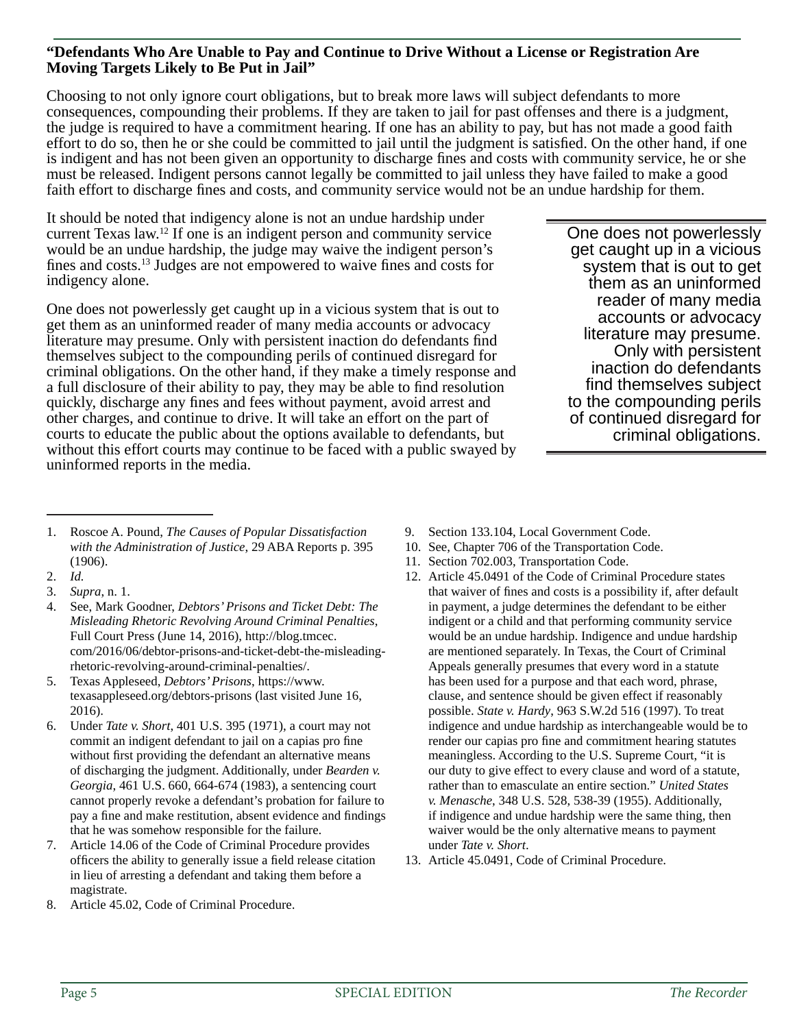**"Defendants Who Are Unable to Pay and Continue to Drive Without a License or Registration Are Moving Targets Likely to Be Put in Jail"**

Choosing to not only ignore court obligations, but to break more laws will subject defendants to more consequences, compounding their problems. If they are taken to jail for past offenses and there is a judgment, the judge is required to have a commitment hearing. If one has an ability to pay, but has not made a good faith effort to do so, then he or she could be committed to jail until the judgment is satisfied. On the other hand, if one is indigent and has not been given an opportunity to discharge fines and costs with community service, he or she must be released. Indigent persons cannot legally be committed to jail unless they have failed to make a good faith effort to discharge fines and costs, and community service would not be an undue hardship for them.

It should be noted that indigency alone is not an undue hardship under current Texas law.[12] If one is an indigent person and community service would be an undue hardship, the judge may waive the indigent person's fines and costs.[13] Judges are not empowered to waive fines and costs for indigency alone.

One does not powerlessly get caught up in a vicious system that is out to get them as an uninformed reader of many media accounts or advocacy literature may presume. Only with persistent inaction do defendants find themselves subject to the compounding perils of continued disregard for criminal obligations. On the other hand, if they make a timely response and a full disclosure of their ability to pay, they may be able to find resolution quickly, discharge any fines and fees without payment, avoid arrest and other charges, and continue to drive. It will take an effort on the part of courts to educate the public about the options available to defendants, but without this effort courts may continue to be faced with a public swayed by uninformed reports in the media.

> One does not powerlessly get caught up in a vicious system that is out to get them as an uninformed reader of many media accounts or advocacy literature may presume. Only with persistent inaction do defendants find themselves subject to the compounding perils of continued disregard for criminal obligations.

---

1. Roscoe A. Pound, *The Causes of Popular Dissatisfaction with the Administration of Justice*, 29 ABA Reports p. 395 (1906).
2. *Id.*
3. *Supra*, n. 1.
4. See, Mark Goodner, *Debtors' Prisons and Ticket Debt: The Misleading Rhetoric Revolving Around Criminal Penalties*, Full Court Press (June 14, 2016), http://blog.tmcec.com/2016/06/debtor-prisons-and-ticket-debt-the-misleading-rhetoric-revolving-around-criminal-penalties/.
5. Texas Appleseed, *Debtors' Prisons*, https://www.texasappleseed.org/debtors-prisons (last visited June 16, 2016).
6. Under *Tate v. Short*, 401 U.S. 395 (1971), a court may not commit an indigent defendant to jail on a capias pro fine without first providing the defendant an alternative means of discharging the judgment. Additionally, under *Bearden v. Georgia*, 461 U.S. 660, 664-674 (1983), a sentencing court cannot properly revoke a defendant's probation for failure to pay a fine and make restitution, absent evidence and findings that he was somehow responsible for the failure.
7. Article 14.06 of the Code of Criminal Procedure provides officers the ability to generally issue a field release citation in lieu of arresting a defendant and taking them before a magistrate.
8. Article 45.02, Code of Criminal Procedure.
9. Section 133.104, Local Government Code.
10. See, Chapter 706 of the Transportation Code.
11. Section 702.003, Transportation Code.
12. Article 45.0491 of the Code of Criminal Procedure states that waiver of fines and costs is a possibility if, after default in payment, a judge determines the defendant to be either indigent or a child and that performing community service would be an undue hardship. Indigence and undue hardship are mentioned separately. In Texas, the Court of Criminal Appeals generally presumes that every word in a statute has been used for a purpose and that each word, phrase, clause, and sentence should be given effect if reasonably possible. *State v. Hardy*, 963 S.W.2d 516 (1997). To treat indigence and undue hardship as interchangeable would be to render our capias pro fine and commitment hearing statutes meaningless. According to the U.S. Supreme Court, "it is our duty to give effect to every clause and word of a statute, rather than to emasculate an entire section." *United States v. Menasche*, 348 U.S. 528, 538-39 (1955). Additionally, if indigence and undue hardship were the same thing, then waiver would be the only alternative means to payment under *Tate v. Short*.
13. Article 45.0491, Code of Criminal Procedure.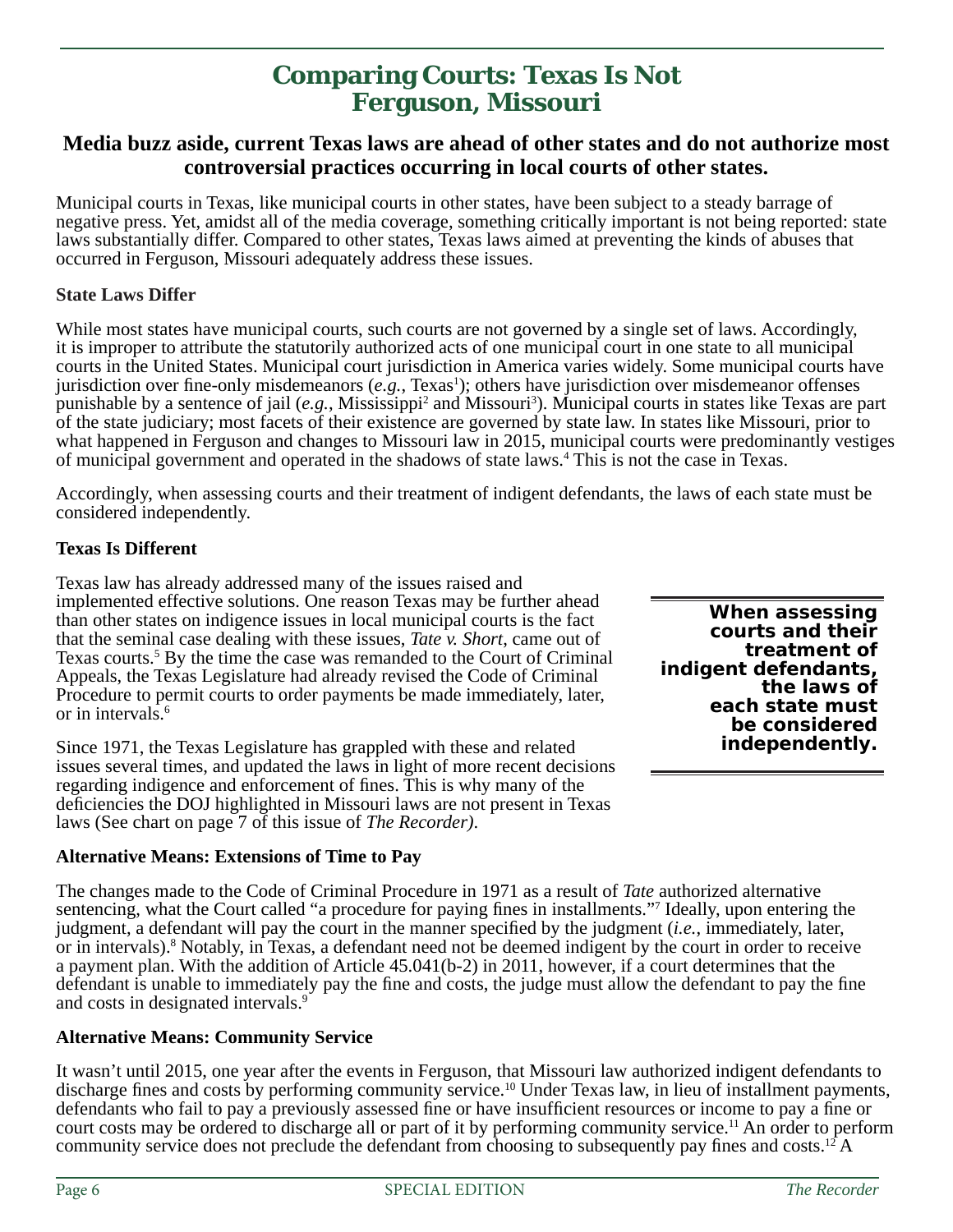# Comparing Courts: Texas Is Not Ferguson, Missouri

## Media buzz aside, current Texas laws are ahead of other states and do not authorize most controversial practices occurring in local courts of other states.

Municipal courts in Texas, like municipal courts in other states, have been subject to a steady barrage of negative press. Yet, amidst all of the media coverage, something critically important is not being reported: state laws substantially differ. Compared to other states, Texas laws aimed at preventing the kinds of abuses that occurred in Ferguson, Missouri adequately address these issues.

**State Laws Differ**

While most states have municipal courts, such courts are not governed by a single set of laws. Accordingly, it is improper to attribute the statutorily authorized acts of one municipal court in one state to all municipal courts in the United States. Municipal court jurisdiction in America varies widely. Some municipal courts have jurisdiction over fine-only misdemeanors (*e.g.*, Texas[1]); others have jurisdiction over misdemeanor offenses punishable by a sentence of jail (*e.g.*, Mississippi[2] and Missouri[3]). Municipal courts in states like Texas are part of the state judiciary; most facets of their existence are governed by state law. In states like Missouri, prior to what happened in Ferguson and changes to Missouri law in 2015, municipal courts were predominantly vestiges of municipal government and operated in the shadows of state laws.[4] This is not the case in Texas.

Accordingly, when assessing courts and their treatment of indigent defendants, the laws of each state must be considered independently.

**Texas Is Different**

Texas law has already addressed many of the issues raised and implemented effective solutions. One reason Texas may be further ahead than other states on indigence issues in local municipal courts is the fact that the seminal case dealing with these issues, *Tate v. Short*, came out of Texas courts.[5] By the time the case was remanded to the Court of Criminal Appeals, the Texas Legislature had already revised the Code of Criminal Procedure to permit courts to order payments be made immediately, later, or in intervals.[6]

**When assessing courts and their treatment of indigent defendants, the laws of each state must be considered independently.**

Since 1971, the Texas Legislature has grappled with these and related issues several times, and updated the laws in light of more recent decisions regarding indigence and enforcement of fines. This is why many of the deficiencies the DOJ highlighted in Missouri laws are not present in Texas laws (See chart on page 7 of this issue of *The Recorder)*.

**Alternative Means: Extensions of Time to Pay**

The changes made to the Code of Criminal Procedure in 1971 as a result of *Tate* authorized alternative sentencing, what the Court called "a procedure for paying fines in installments."[7] Ideally, upon entering the judgment, a defendant will pay the court in the manner specified by the judgment (*i.e.*, immediately, later, or in intervals).[8] Notably, in Texas, a defendant need not be deemed indigent by the court in order to receive a payment plan. With the addition of Article 45.041(b-2) in 2011, however, if a court determines that the defendant is unable to immediately pay the fine and costs, the judge must allow the defendant to pay the fine and costs in designated intervals.[9]

**Alternative Means: Community Service**

It wasn't until 2015, one year after the events in Ferguson, that Missouri law authorized indigent defendants to discharge fines and costs by performing community service.[10] Under Texas law, in lieu of installment payments, defendants who fail to pay a previously assessed fine or have insufficient resources or income to pay a fine or court costs may be ordered to discharge all or part of it by performing community service.[11] An order to perform community service does not preclude the defendant from choosing to subsequently pay fines and costs.[12] A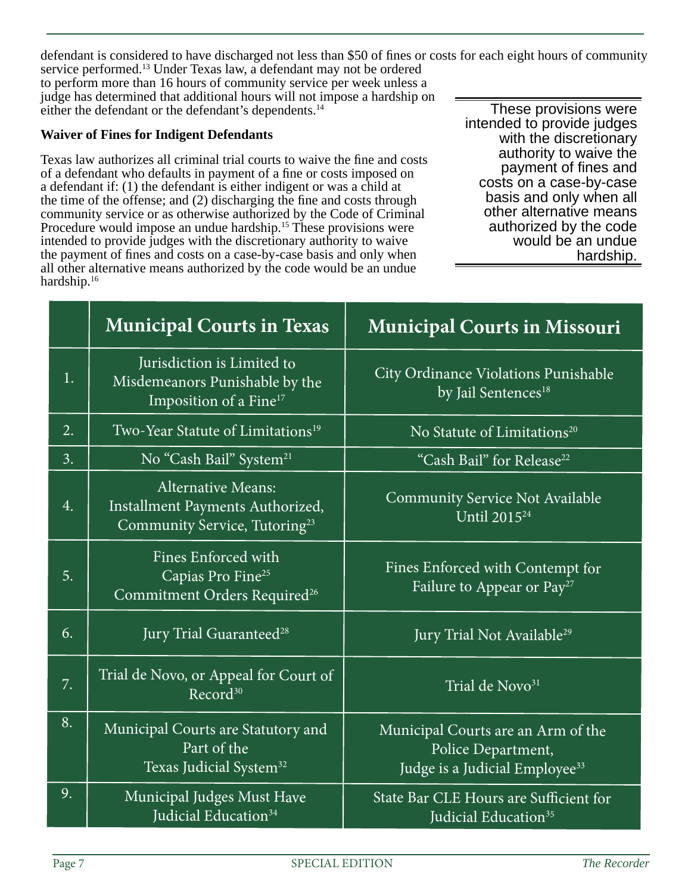defendant is considered to have discharged not less than $50 of fines or costs for each eight hours of community service performed.[13] Under Texas law, a defendant may not be ordered to perform more than 16 hours of community service per week unless a judge has determined that additional hours will not impose a hardship on either the defendant or the defendant's dependents.[14]

**Waiver of Fines for Indigent Defendants**

Texas law authorizes all criminal trial courts to waive the fine and costs of a defendant who defaults in payment of a fine or costs imposed on a defendant if: (1) the defendant is either indigent or was a child at the time of the offense; and (2) discharging the fine and costs through community service or as otherwise authorized by the Code of Criminal Procedure would impose an undue hardship.[15] These provisions were intended to provide judges with the discretionary authority to waive the payment of fines and costs on a case-by-case basis and only when all other alternative means authorized by the code would be an undue hardship.[16]

> These provisions were intended to provide judges with the discretionary authority to waive the payment of fines and costs on a case-by-case basis and only when all other alternative means authorized by the code would be an undue hardship.

| | Municipal Courts in Texas | Municipal Courts in Missouri |
|---|---|---|
| 1. | Jurisdiction is Limited to Misdemeanors Punishable by the Imposition of a Fine[17] | City Ordinance Violations Punishable by Jail Sentences[18] |
| 2. | Two-Year Statute of Limitations[19] | No Statute of Limitations[20] |
| 3. | No "Cash Bail" System[21] | "Cash Bail" for Release[22] |
| 4. | Alternative Means: Installment Payments Authorized, Community Service, Tutoring[23] | Community Service Not Available Until 2015[24] |
| 5. | Fines Enforced with Capias Pro Fine[25] Commitment Orders Required[26] | Fines Enforced with Contempt for Failure to Appear or Pay[27] |
| 6. | Jury Trial Guaranteed[28] | Jury Trial Not Available[29] |
| 7. | Trial de Novo, or Appeal for Court of Record[30] | Trial de Novo[31] |
| 8. | Municipal Courts are Statutory and Part of the Texas Judicial System[32] | Municipal Courts are an Arm of the Police Department, Judge is a Judicial Employee[33] |
| 9. | Municipal Judges Must Have Judicial Education[34] | State Bar CLE Hours are Sufficient for Judicial Education[35] |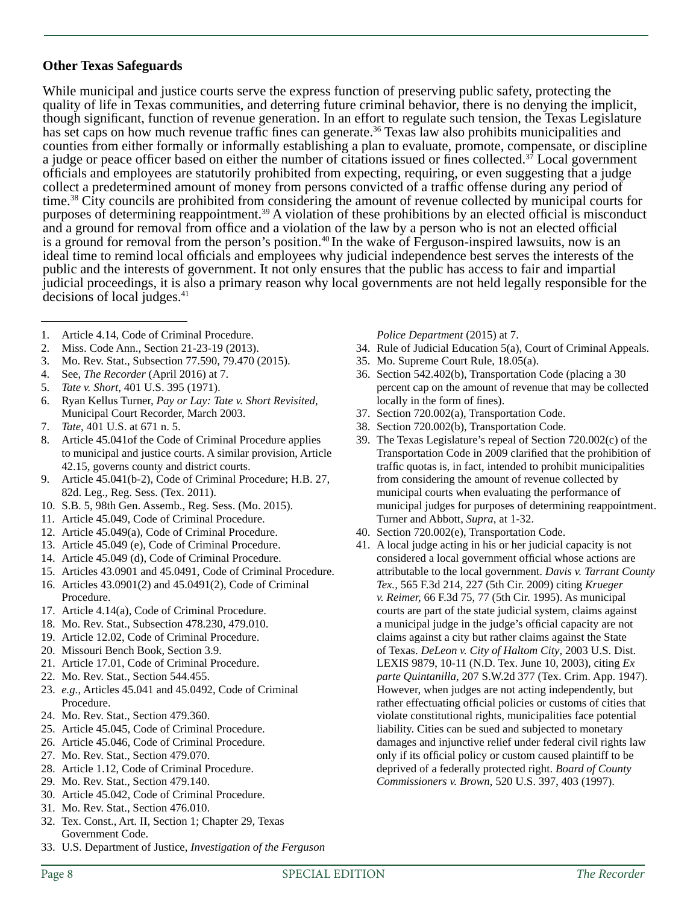**Other Texas Safeguards**

While municipal and justice courts serve the express function of preserving public safety, protecting the quality of life in Texas communities, and deterring future criminal behavior, there is no denying the implicit, though significant, function of revenue generation. In an effort to regulate such tension, the Texas Legislature has set caps on how much revenue traffic fines can generate.[36] Texas law also prohibits municipalities and counties from either formally or informally establishing a plan to evaluate, promote, compensate, or discipline a judge or peace officer based on either the number of citations issued or fines collected.[37] Local government officials and employees are statutorily prohibited from expecting, requiring, or even suggesting that a judge collect a predetermined amount of money from persons convicted of a traffic offense during any period of time.[38] City councils are prohibited from considering the amount of revenue collected by municipal courts for purposes of determining reappointment.[39] A violation of these prohibitions by an elected official is misconduct and a ground for removal from office and a violation of the law by a person who is not an elected official is a ground for removal from the person's position.[40] In the wake of Ferguson-inspired lawsuits, now is an ideal time to remind local officials and employees why judicial independence best serves the interests of the public and the interests of government. It not only ensures that the public has access to fair and impartial judicial proceedings, it is also a primary reason why local governments are not held legally responsible for the decisions of local judges.[41]

---

1. Article 4.14, Code of Criminal Procedure.
2. Miss. Code Ann., Section 21-23-19 (2013).
3. Mo. Rev. Stat., Subsection 77.590, 79.470 (2015).
4. See, *The Recorder* (April 2016) at 7.
5. *Tate v. Short*, 401 U.S. 395 (1971).
6. Ryan Kellus Turner, *Pay or Lay: Tate v. Short Revisited*, Municipal Court Recorder, March 2003.
7. *Tate*, 401 U.S. at 671 n. 5.
8. Article 45.041of the Code of Criminal Procedure applies to municipal and justice courts. A similar provision, Article 42.15, governs county and district courts.
9. Article 45.041(b-2), Code of Criminal Procedure; H.B. 27, 82d. Leg., Reg. Sess. (Tex. 2011).
10. S.B. 5, 98th Gen. Assemb., Reg. Sess. (Mo. 2015).
11. Article 45.049, Code of Criminal Procedure.
12. Article 45.049(a), Code of Criminal Procedure.
13. Article 45.049 (e), Code of Criminal Procedure.
14. Article 45.049 (d), Code of Criminal Procedure.
15. Articles 43.0901 and 45.0491, Code of Criminal Procedure.
16. Articles 43.0901(2) and 45.0491(2), Code of Criminal Procedure.
17. Article 4.14(a), Code of Criminal Procedure.
18. Mo. Rev. Stat., Subsection 478.230, 479.010.
19. Article 12.02, Code of Criminal Procedure.
20. Missouri Bench Book, Section 3.9.
21. Article 17.01, Code of Criminal Procedure.
22. Mo. Rev. Stat., Section 544.455.
23. *e.g.*, Articles 45.041 and 45.0492, Code of Criminal Procedure.
24. Mo. Rev. Stat., Section 479.360.
25. Article 45.045, Code of Criminal Procedure.
26. Article 45.046, Code of Criminal Procedure.
27. Mo. Rev. Stat., Section 479.070.
28. Article 1.12, Code of Criminal Procedure.
29. Mo. Rev. Stat., Section 479.140.
30. Article 45.042, Code of Criminal Procedure.
31. Mo. Rev. Stat., Section 476.010.
32. Tex. Const., Art. II, Section 1; Chapter 29, Texas Government Code.
33. U.S. Department of Justice, *Investigation of the Ferguson Police Department* (2015) at 7.
34. Rule of Judicial Education 5(a), Court of Criminal Appeals.
35. Mo. Supreme Court Rule, 18.05(a).
36. Section 542.402(b), Transportation Code (placing a 30 percent cap on the amount of revenue that may be collected locally in the form of fines).
37. Section 720.002(a), Transportation Code.
38. Section 720.002(b), Transportation Code.
39. The Texas Legislature's repeal of Section 720.002(c) of the Transportation Code in 2009 clarified that the prohibition of traffic quotas is, in fact, intended to prohibit municipalities from considering the amount of revenue collected by municipal courts when evaluating the performance of municipal judges for purposes of determining reappointment. Turner and Abbott, *Supra*, at 1-32.
40. Section 720.002(e), Transportation Code.
41. A local judge acting in his or her judicial capacity is not considered a local government official whose actions are attributable to the local government. *Davis v. Tarrant County Tex.*, 565 F.3d 214, 227 (5th Cir. 2009) citing *Krueger v. Reimer*, 66 F.3d 75, 77 (5th Cir. 1995). As municipal courts are part of the state judicial system, claims against a municipal judge in the judge's official capacity are not claims against a city but rather claims against the State of Texas. *DeLeon v. City of Haltom City*, 2003 U.S. Dist. LEXIS 9879, 10-11 (N.D. Tex. June 10, 2003), citing *Ex parte Quintanilla*, 207 S.W.2d 377 (Tex. Crim. App. 1947). However, when judges are not acting independently, but rather effectuating official policies or customs of cities that violate constitutional rights, municipalities face potential liability. Cities can be sued and subjected to monetary damages and injunctive relief under federal civil rights law only if its official policy or custom caused plaintiff to be deprived of a federally protected right. *Board of County Commissioners v. Brown*, 520 U.S. 397, 403 (1997).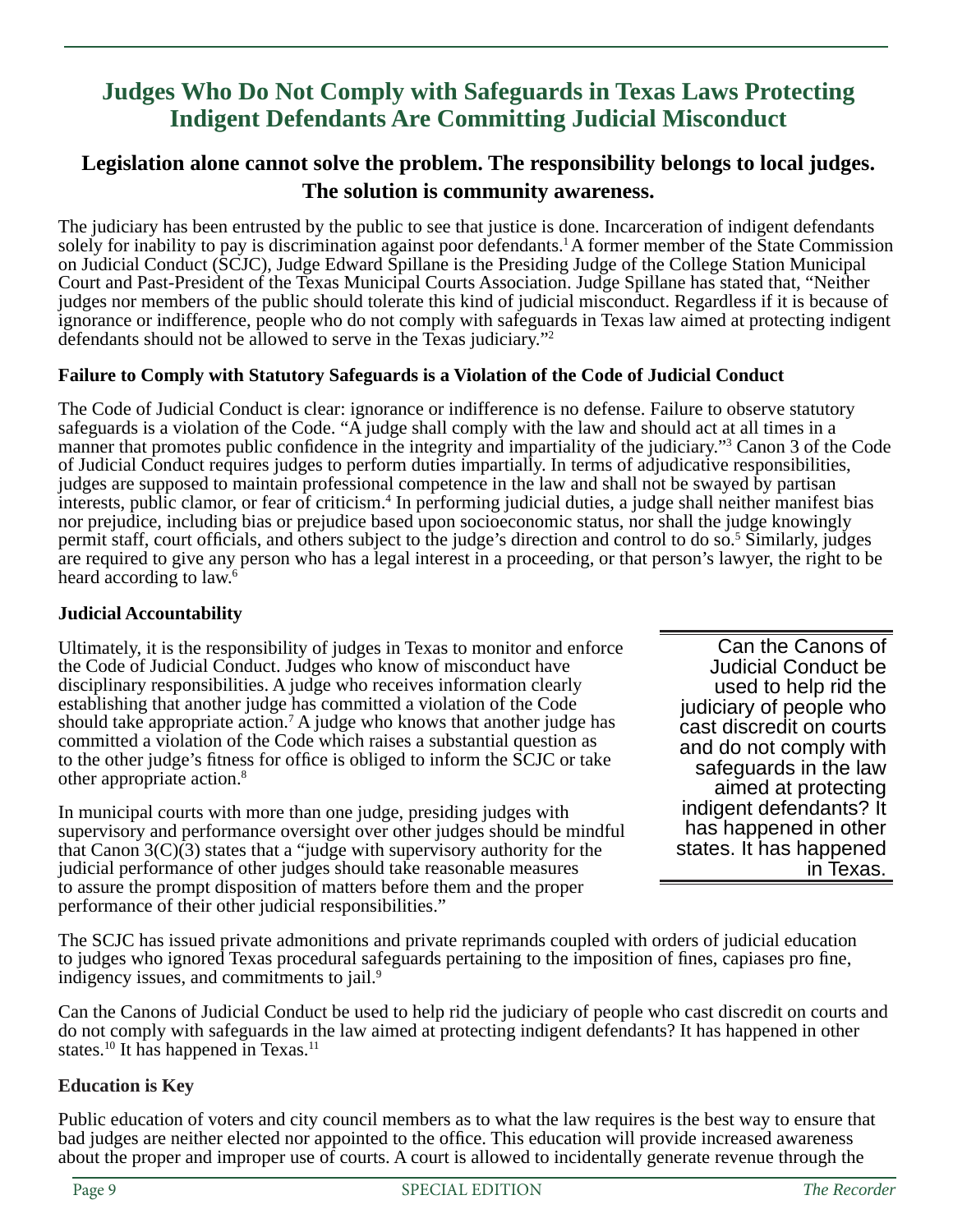# Judges Who Do Not Comply with Safeguards in Texas Laws Protecting Indigent Defendants Are Committing Judicial Misconduct

## Legislation alone cannot solve the problem. The responsibility belongs to local judges. The solution is community awareness.

The judiciary has been entrusted by the public to see that justice is done. Incarceration of indigent defendants solely for inability to pay is discrimination against poor defendants.[1] A former member of the State Commission on Judicial Conduct (SCJC), Judge Edward Spillane is the Presiding Judge of the College Station Municipal Court and Past-President of the Texas Municipal Courts Association. Judge Spillane has stated that, "Neither judges nor members of the public should tolerate this kind of judicial misconduct. Regardless if it is because of ignorance or indifference, people who do not comply with safeguards in Texas law aimed at protecting indigent defendants should not be allowed to serve in the Texas judiciary."[2]

### Failure to Comply with Statutory Safeguards is a Violation of the Code of Judicial Conduct

The Code of Judicial Conduct is clear: ignorance or indifference is no defense. Failure to observe statutory safeguards is a violation of the Code. "A judge shall comply with the law and should act at all times in a manner that promotes public confidence in the integrity and impartiality of the judiciary."[3] Canon 3 of the Code of Judicial Conduct requires judges to perform duties impartially. In terms of adjudicative responsibilities, judges are supposed to maintain professional competence in the law and shall not be swayed by partisan interests, public clamor, or fear of criticism.[4] In performing judicial duties, a judge shall neither manifest bias nor prejudice, including bias or prejudice based upon socioeconomic status, nor shall the judge knowingly permit staff, court officials, and others subject to the judge's direction and control to do so.[5] Similarly, judges are required to give any person who has a legal interest in a proceeding, or that person's lawyer, the right to be heard according to law.[6]

### Judicial Accountability

Ultimately, it is the responsibility of judges in Texas to monitor and enforce the Code of Judicial Conduct. Judges who know of misconduct have disciplinary responsibilities. A judge who receives information clearly establishing that another judge has committed a violation of the Code should take appropriate action.[7] A judge who knows that another judge has committed a violation of the Code which raises a substantial question as to the other judge's fitness for office is obliged to inform the SCJC or take other appropriate action.[8]

In municipal courts with more than one judge, presiding judges with supervisory and performance oversight over other judges should be mindful that Canon 3(C)(3) states that a "judge with supervisory authority for the judicial performance of other judges should take reasonable measures to assure the prompt disposition of matters before them and the proper performance of their other judicial responsibilities."

> Can the Canons of Judicial Conduct be used to help rid the judiciary of people who cast discredit on courts and do not comply with safeguards in the law aimed at protecting indigent defendants? It has happened in other states. It has happened in Texas.

The SCJC has issued private admonitions and private reprimands coupled with orders of judicial education to judges who ignored Texas procedural safeguards pertaining to the imposition of fines, capiases pro fine, indigency issues, and commitments to jail.[9]

Can the Canons of Judicial Conduct be used to help rid the judiciary of people who cast discredit on courts and do not comply with safeguards in the law aimed at protecting indigent defendants? It has happened in other states.[10] It has happened in Texas.[11]

### Education is Key

Public education of voters and city council members as to what the law requires is the best way to ensure that bad judges are neither elected nor appointed to the office. This education will provide increased awareness about the proper and improper use of courts. A court is allowed to incidentally generate revenue through the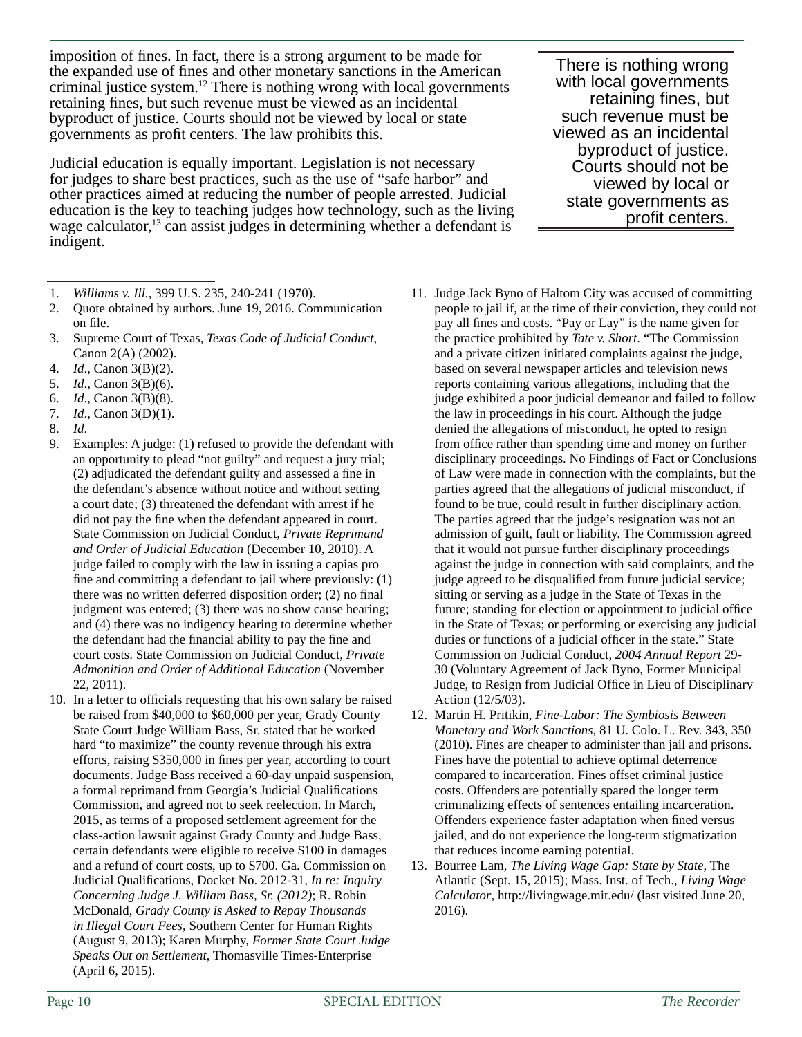imposition of fines. In fact, there is a strong argument to be made for the expanded use of fines and other monetary sanctions in the American criminal justice system.[12] There is nothing wrong with local governments retaining fines, but such revenue must be viewed as an incidental byproduct of justice. Courts should not be viewed by local or state governments as profit centers. The law prohibits this.

> There is nothing wrong with local governments retaining fines, but such revenue must be viewed as an incidental byproduct of justice. Courts should not be viewed by local or state governments as profit centers.

Judicial education is equally important. Legislation is not necessary for judges to share best practices, such as the use of "safe harbor" and other practices aimed at reducing the number of people arrested. Judicial education is the key to teaching judges how technology, such as the living wage calculator,[13] can assist judges in determining whether a defendant is indigent.

---

1. *Williams v. Ill.*, 399 U.S. 235, 240-241 (1970).
2. Quote obtained by authors. June 19, 2016. Communication on file.
3. Supreme Court of Texas, *Texas Code of Judicial Conduct*, Canon 2(A) (2002).
4. *Id*., Canon 3(B)(2).
5. *Id*., Canon 3(B)(6).
6. *Id*., Canon 3(B)(8).
7. *Id*., Canon 3(D)(1).
8. *Id*.
9. Examples: A judge: (1) refused to provide the defendant with an opportunity to plead "not guilty" and request a jury trial; (2) adjudicated the defendant guilty and assessed a fine in the defendant's absence without notice and without setting a court date; (3) threatened the defendant with arrest if he did not pay the fine when the defendant appeared in court. State Commission on Judicial Conduct, *Private Reprimand and Order of Judicial Education* (December 10, 2010). A judge failed to comply with the law in issuing a capias pro fine and committing a defendant to jail where previously: (1) there was no written deferred disposition order; (2) no final judgment was entered; (3) there was no show cause hearing; and (4) there was no indigency hearing to determine whether the defendant had the financial ability to pay the fine and court costs. State Commission on Judicial Conduct, *Private Admonition and Order of Additional Education* (November 22, 2011).
10. In a letter to officials requesting that his own salary be raised be raised from $40,000 to $60,000 per year, Grady County State Court Judge William Bass, Sr. stated that he worked hard "to maximize" the county revenue through his extra efforts, raising $350,000 in fines per year, according to court documents. Judge Bass received a 60-day unpaid suspension, a formal reprimand from Georgia's Judicial Qualifications Commission, and agreed not to seek reelection. In March, 2015, as terms of a proposed settlement agreement for the class-action lawsuit against Grady County and Judge Bass, certain defendants were eligible to receive $100 in damages and a refund of court costs, up to $700. Ga. Commission on Judicial Qualifications, Docket No. 2012-31, *In re: Inquiry Concerning Judge J. William Bass, Sr. (2012)*; R. Robin McDonald, *Grady County is Asked to Repay Thousands in Illegal Court Fees*, Southern Center for Human Rights (August 9, 2013); Karen Murphy, *Former State Court Judge Speaks Out on Settlement*, Thomasville Times-Enterprise (April 6, 2015).
11. Judge Jack Byno of Haltom City was accused of committing people to jail if, at the time of their conviction, they could not pay all fines and costs. "Pay or Lay" is the name given for the practice prohibited by *Tate v. Short*. "The Commission and a private citizen initiated complaints against the judge, based on several newspaper articles and television news reports containing various allegations, including that the judge exhibited a poor judicial demeanor and failed to follow the law in proceedings in his court. Although the judge denied the allegations of misconduct, he opted to resign from office rather than spending time and money on further disciplinary proceedings. No Findings of Fact or Conclusions of Law were made in connection with the complaints, but the parties agreed that the allegations of judicial misconduct, if found to be true, could result in further disciplinary action. The parties agreed that the judge's resignation was not an admission of guilt, fault or liability. The Commission agreed that it would not pursue further disciplinary proceedings against the judge in connection with said complaints, and the judge agreed to be disqualified from future judicial service; sitting or serving as a judge in the State of Texas in the future; standing for election or appointment to judicial office in the State of Texas; or performing or exercising any judicial duties or functions of a judicial officer in the state." State Commission on Judicial Conduct, *2004 Annual Report* 29-30 (Voluntary Agreement of Jack Byno, Former Municipal Judge, to Resign from Judicial Office in Lieu of Disciplinary Action (12/5/03).
12. Martin H. Pritikin, *Fine-Labor: The Symbiosis Between Monetary and Work Sanctions*, 81 U. Colo. L. Rev. 343, 350 (2010). Fines are cheaper to administer than jail and prisons. Fines have the potential to achieve optimal deterrence compared to incarceration. Fines offset criminal justice costs. Offenders are potentially spared the longer term criminalizing effects of sentences entailing incarceration. Offenders experience faster adaptation when fined versus jailed, and do not experience the long-term stigmatization that reduces income earning potential.
13. Bourree Lam, *The Living Wage Gap: State by State*, The Atlantic (Sept. 15, 2015); Mass. Inst. of Tech., *Living Wage Calculator*, http://livingwage.mit.edu/ (last visited June 20, 2016).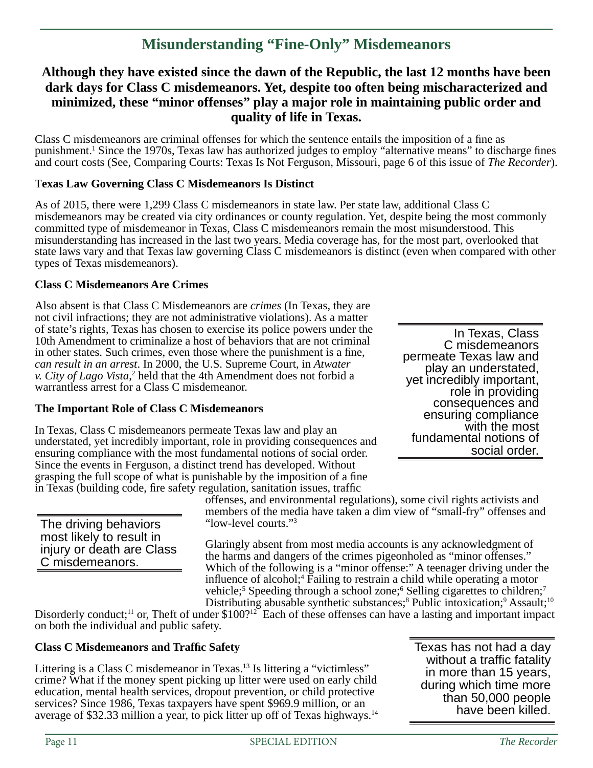# Misunderstanding "Fine-Only" Misdemeanors

**Although they have existed since the dawn of the Republic, the last 12 months have been dark days for Class C misdemeanors. Yet, despite too often being mischaracterized and minimized, these "minor offenses" play a major role in maintaining public order and quality of life in Texas.**

Class C misdemeanors are criminal offenses for which the sentence entails the imposition of a fine as punishment.[1] Since the 1970s, Texas law has authorized judges to employ "alternative means" to discharge fines and court costs (See, Comparing Courts: Texas Is Not Ferguson, Missouri, page 6 of this issue of *The Recorder*).

### Texas Law Governing Class C Misdemeanors Is Distinct

As of 2015, there were 1,299 Class C misdemeanors in state law. Per state law, additional Class C misdemeanors may be created via city ordinances or county regulation. Yet, despite being the most commonly committed type of misdemeanor in Texas, Class C misdemeanors remain the most misunderstood. This misunderstanding has increased in the last two years. Media coverage has, for the most part, overlooked that state laws vary and that Texas law governing Class C misdemeanors is distinct (even when compared with other types of Texas misdemeanors).

### Class C Misdemeanors Are Crimes

Also absent is that Class C Misdemeanors are *crimes* (In Texas, they are not civil infractions; they are not administrative violations). As a matter of state's rights, Texas has chosen to exercise its police powers under the 10th Amendment to criminalize a host of behaviors that are not criminal in other states. Such crimes, even those where the punishment is a fine, *can result in an arrest*. In 2000, the U.S. Supreme Court, in *Atwater v. City of Lago Vista*,[2] held that the 4th Amendment does not forbid a warrantless arrest for a Class C misdemeanor.

> In Texas, Class C misdemeanors permeate Texas law and play an understated, yet incredibly important, role in providing consequences and ensuring compliance with the most fundamental notions of social order.

### The Important Role of Class C Misdemeanors

In Texas, Class C misdemeanors permeate Texas law and play an understated, yet incredibly important, role in providing consequences and ensuring compliance with the most fundamental notions of social order. Since the events in Ferguson, a distinct trend has developed. Without grasping the full scope of what is punishable by the imposition of a fine in Texas (building code, fire safety regulation, sanitation issues, traffic offenses, and environmental regulations), some civil rights activists and members of the media have taken a dim view of "small-fry" offenses and "low-level courts."[3]

> The driving behaviors most likely to result in injury or death are Class C misdemeanors.

Glaringly absent from most media accounts is any acknowledgment of the harms and dangers of the crimes pigeonholed as "minor offenses." Which of the following is a "minor offense:" A teenager driving under the influence of alcohol;[4] Failing to restrain a child while operating a motor vehicle;[5] Speeding through a school zone;[6] Selling cigarettes to children;[7] Distributing abusable synthetic substances;[8] Public intoxication;[9] Assault;[10] Disorderly conduct;[11] or, Theft of under $100?[12] Each of these offenses can have a lasting and important impact on both the individual and public safety.

### Class C Misdemeanors and Traffic Safety

Littering is a Class C misdemeanor in Texas.[13] Is littering a "victimless" crime? What if the money spent picking up litter were used on early child education, mental health services, dropout prevention, or child protective services? Since 1986, Texas taxpayers have spent $969.9 million, or an average of $32.33 million a year, to pick litter up off of Texas highways.[14]

> Texas has not had a day without a traffic fatality in more than 15 years, during which time more than 50,000 people have been killed.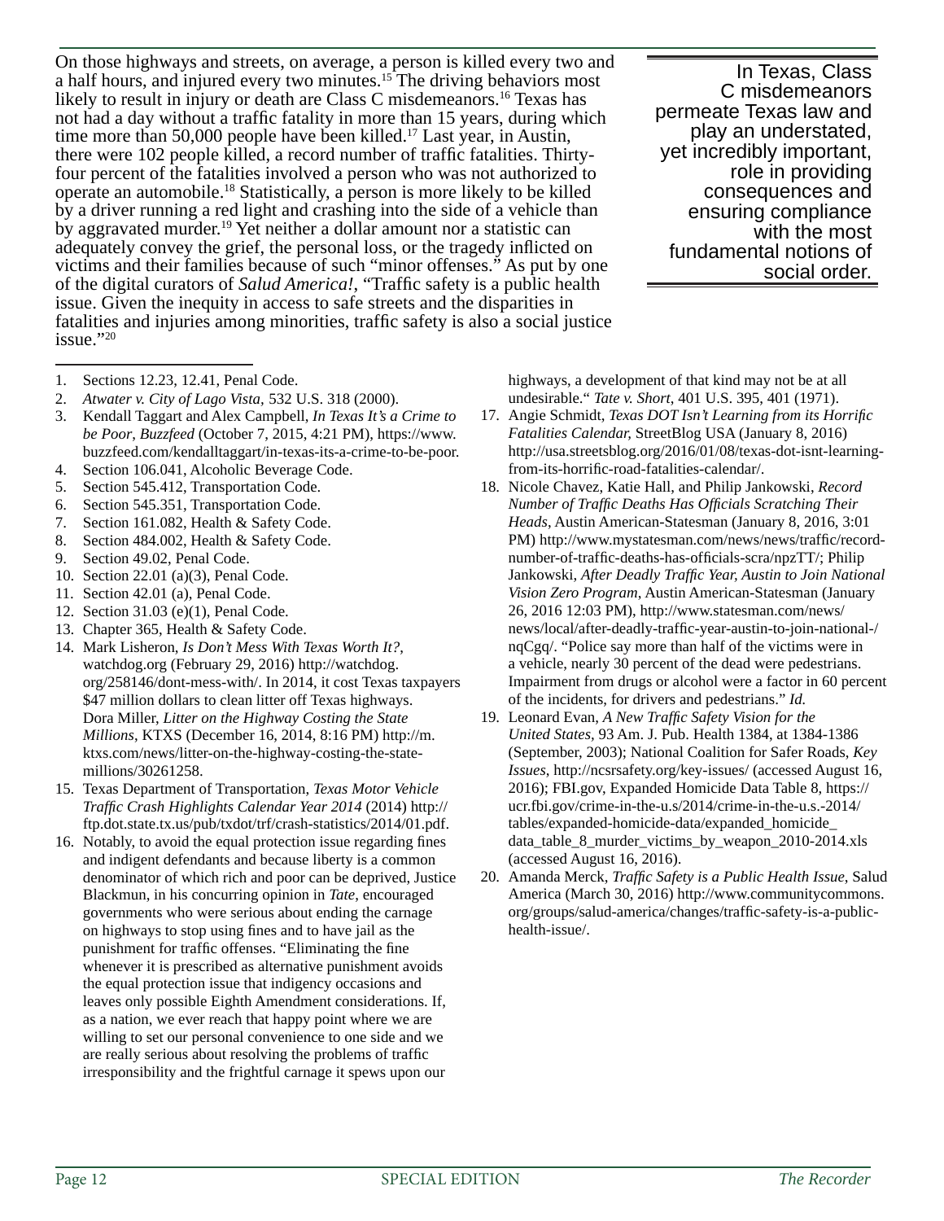On those highways and streets, on average, a person is killed every two and a half hours, and injured every two minutes.[15] The driving behaviors most likely to result in injury or death are Class C misdemeanors.[16] Texas has not had a day without a traffic fatality in more than 15 years, during which time more than 50,000 people have been killed.[17] Last year, in Austin, there were 102 people killed, a record number of traffic fatalities. Thirty-four percent of the fatalities involved a person who was not authorized to operate an automobile.[18] Statistically, a person is more likely to be killed by a driver running a red light and crashing into the side of a vehicle than by aggravated murder.[19] Yet neither a dollar amount nor a statistic can adequately convey the grief, the personal loss, or the tragedy inflicted on victims and their families because of such "minor offenses." As put by one of the digital curators of *Salud America!*, "Traffic safety is a public health issue. Given the inequity in access to safe streets and the disparities in fatalities and injuries among minorities, traffic safety is also a social justice issue."[20]

> In Texas, Class C misdemeanors permeate Texas law and play an understated, yet incredibly important, role in providing consequences and ensuring compliance with the most fundamental notions of social order.

---

1. Sections 12.23, 12.41, Penal Code.
2. *Atwater v. City of Lago Vista,* 532 U.S. 318 (2000).
3. Kendall Taggart and Alex Campbell, *In Texas It's a Crime to be Poor*, *Buzzfeed* (October 7, 2015, 4:21 PM), https://www.buzzfeed.com/kendalltaggart/in-texas-its-a-crime-to-be-poor.
4. Section 106.041, Alcoholic Beverage Code.
5. Section 545.412, Transportation Code.
6. Section 545.351, Transportation Code.
7. Section 161.082, Health & Safety Code.
8. Section 484.002, Health & Safety Code.
9. Section 49.02, Penal Code.
10. Section 22.01 (a)(3), Penal Code.
11. Section 42.01 (a), Penal Code.
12. Section 31.03 (e)(1), Penal Code.
13. Chapter 365, Health & Safety Code.
14. Mark Lisheron, *Is Don't Mess With Texas Worth It?*, watchdog.org (February 29, 2016) http://watchdog.org/258146/dont-mess-with/. In 2014, it cost Texas taxpayers $47 million dollars to clean litter off Texas highways. Dora Miller, *Litter on the Highway Costing the State Millions*, KTXS (December 16, 2014, 8:16 PM) http://m.ktxs.com/news/litter-on-the-highway-costing-the-state-millions/30261258.
15. Texas Department of Transportation, *Texas Motor Vehicle Traffic Crash Highlights Calendar Year 2014* (2014) http://ftp.dot.state.tx.us/pub/txdot/trf/crash-statistics/2014/01.pdf.
16. Notably, to avoid the equal protection issue regarding fines and indigent defendants and because liberty is a common denominator of which rich and poor can be deprived, Justice Blackmun, in his concurring opinion in *Tate*, encouraged governments who were serious about ending the carnage on highways to stop using fines and to have jail as the punishment for traffic offenses. "Eliminating the fine whenever it is prescribed as alternative punishment avoids the equal protection issue that indigency occasions and leaves only possible Eighth Amendment considerations. If, as a nation, we ever reach that happy point where we are willing to set our personal convenience to one side and we are really serious about resolving the problems of traffic irresponsibility and the frightful carnage it spews upon our highways, a development of that kind may not be at all undesirable." *Tate v. Short*, 401 U.S. 395, 401 (1971).
17. Angie Schmidt, *Texas DOT Isn't Learning from its Horrific Fatalities Calendar,* StreetBlog USA (January 8, 2016) http://usa.streetsblog.org/2016/01/08/texas-dot-isnt-learning-from-its-horrific-road-fatalities-calendar/.
18. Nicole Chavez, Katie Hall, and Philip Jankowski, *Record Number of Traffic Deaths Has Officials Scratching Their Heads*, Austin American-Statesman (January 8, 2016, 3:01 PM) http://www.mystatesman.com/news/news/traffic/record-number-of-traffic-deaths-has-officials-scra/npzTT/; Philip Jankowski, *After Deadly Traffic Year, Austin to Join National Vision Zero Program*, Austin American-Statesman (January 26, 2016 12:03 PM), http://www.statesman.com/news/news/local/after-deadly-traffic-year-austin-to-join-national-/nqCgq/. "Police say more than half of the victims were in a vehicle, nearly 30 percent of the dead were pedestrians. Impairment from drugs or alcohol were a factor in 60 percent of the incidents, for drivers and pedestrians." *Id.*
19. Leonard Evan, *A New Traffic Safety Vision for the United States*, 93 Am. J. Pub. Health 1384, at 1384-1386 (September, 2003); National Coalition for Safer Roads, *Key Issues*, http://ncsrsafety.org/key-issues/ (accessed August 16, 2016); FBI.gov, Expanded Homicide Data Table 8, https://ucr.fbi.gov/crime-in-the-u.s/2014/crime-in-the-u.s.-2014/tables/expanded-homicide-data/expanded_homicide_data_table_8_murder_victims_by_weapon_2010-2014.xls (accessed August 16, 2016).
20. Amanda Merck, *Traffic Safety is a Public Health Issue*, Salud America (March 30, 2016) http://www.communitycommons.org/groups/salud-america/changes/traffic-safety-is-a-public-health-issue/.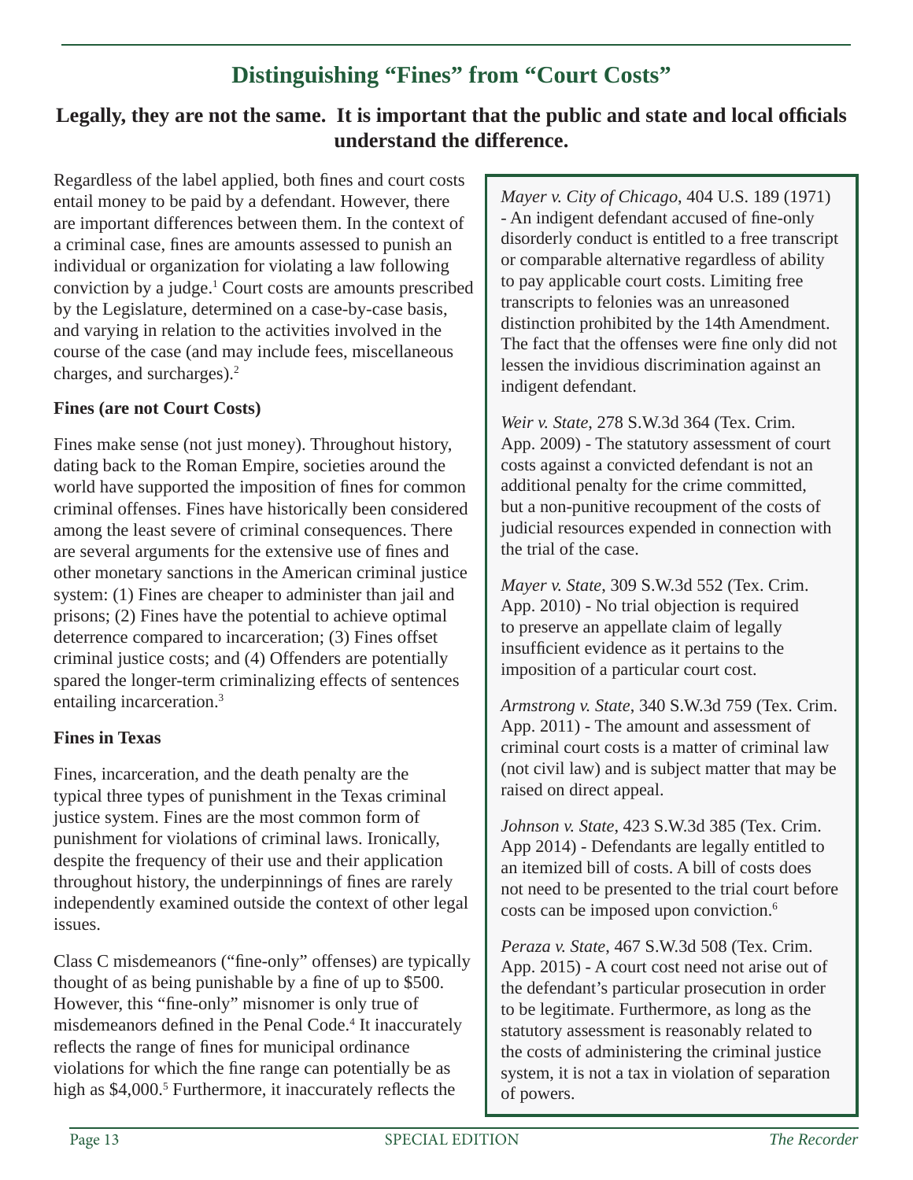## Distinguishing "Fines" from "Court Costs"

### Legally, they are not the same. It is important that the public and state and local officials understand the difference.

Regardless of the label applied, both fines and court costs entail money to be paid by a defendant. However, there are important differences between them. In the context of a criminal case, fines are amounts assessed to punish an individual or organization for violating a law following conviction by a judge.[1] Court costs are amounts prescribed by the Legislature, determined on a case-by-case basis, and varying in relation to the activities involved in the course of the case (and may include fees, miscellaneous charges, and surcharges).[2]

**Fines (are not Court Costs)**

Fines make sense (not just money). Throughout history, dating back to the Roman Empire, societies around the world have supported the imposition of fines for common criminal offenses. Fines have historically been considered among the least severe of criminal consequences. There are several arguments for the extensive use of fines and other monetary sanctions in the American criminal justice system: (1) Fines are cheaper to administer than jail and prisons; (2) Fines have the potential to achieve optimal deterrence compared to incarceration; (3) Fines offset criminal justice costs; and (4) Offenders are potentially spared the longer-term criminalizing effects of sentences entailing incarceration.[3]

**Fines in Texas**

Fines, incarceration, and the death penalty are the typical three types of punishment in the Texas criminal justice system. Fines are the most common form of punishment for violations of criminal laws. Ironically, despite the frequency of their use and their application throughout history, the underpinnings of fines are rarely independently examined outside the context of other legal issues.

Class C misdemeanors ("fine-only" offenses) are typically thought of as being punishable by a fine of up to $500. However, this "fine-only" misnomer is only true of misdemeanors defined in the Penal Code.[4] It inaccurately reflects the range of fines for municipal ordinance violations for which the fine range can potentially be as high as $4,000.[5] Furthermore, it inaccurately reflects the

*Mayer v. City of Chicago*, 404 U.S. 189 (1971) - An indigent defendant accused of fine-only disorderly conduct is entitled to a free transcript or comparable alternative regardless of ability to pay applicable court costs. Limiting free transcripts to felonies was an unreasoned distinction prohibited by the 14th Amendment. The fact that the offenses were fine only did not lessen the invidious discrimination against an indigent defendant.

*Weir v. State*, 278 S.W.3d 364 (Tex. Crim. App. 2009) - The statutory assessment of court costs against a convicted defendant is not an additional penalty for the crime committed, but a non-punitive recoupment of the costs of judicial resources expended in connection with the trial of the case.

*Mayer v. State*, 309 S.W.3d 552 (Tex. Crim. App. 2010) - No trial objection is required to preserve an appellate claim of legally insufficient evidence as it pertains to the imposition of a particular court cost.

*Armstrong v. State*, 340 S.W.3d 759 (Tex. Crim. App. 2011) - The amount and assessment of criminal court costs is a matter of criminal law (not civil law) and is subject matter that may be raised on direct appeal.

*Johnson v. State*, 423 S.W.3d 385 (Tex. Crim. App 2014) - Defendants are legally entitled to an itemized bill of costs. A bill of costs does not need to be presented to the trial court before costs can be imposed upon conviction.[6]

*Peraza v. State*, 467 S.W.3d 508 (Tex. Crim. App. 2015) - A court cost need not arise out of the defendant's particular prosecution in order to be legitimate. Furthermore, as long as the statutory assessment is reasonably related to the costs of administering the criminal justice system, it is not a tax in violation of separation of powers.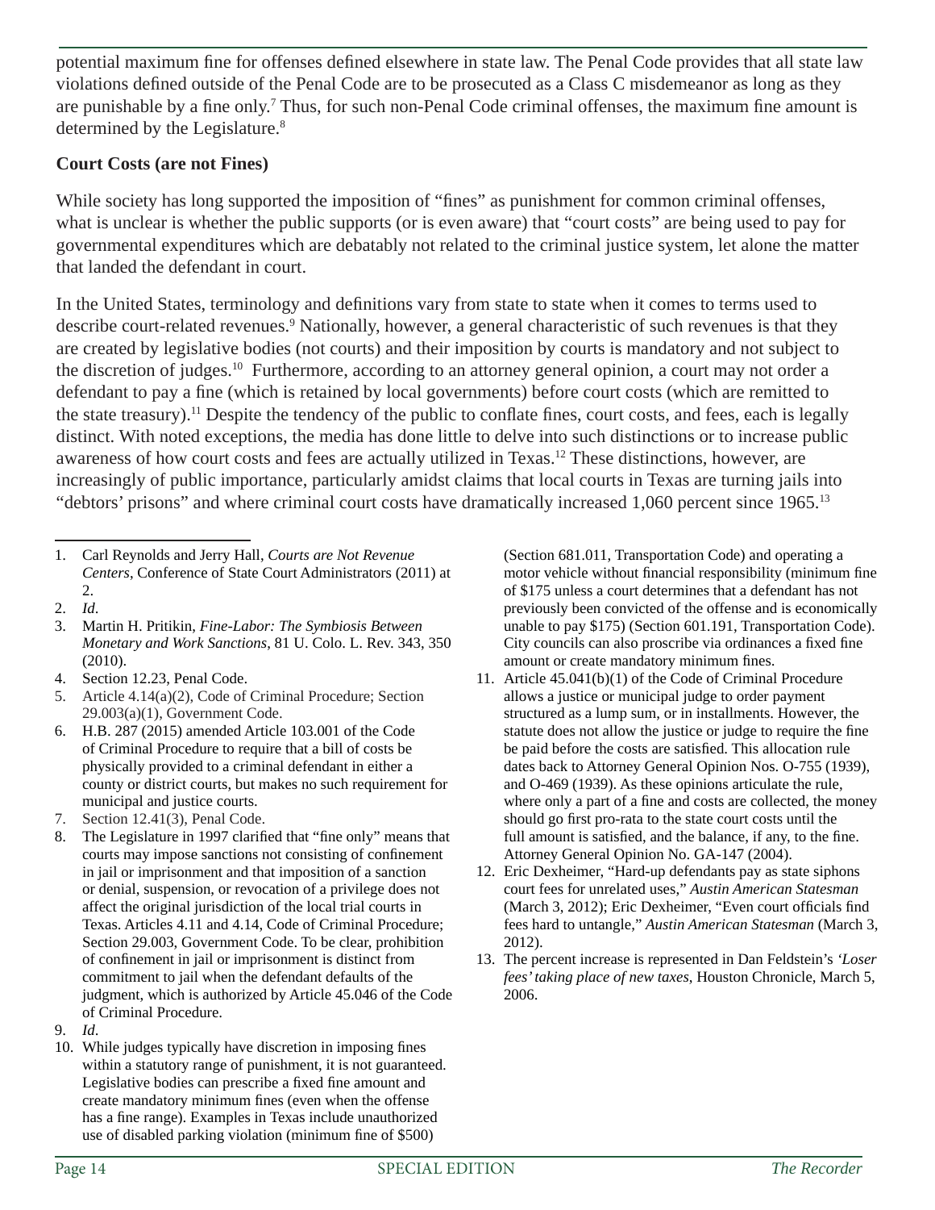potential maximum fine for offenses defined elsewhere in state law. The Penal Code provides that all state law violations defined outside of the Penal Code are to be prosecuted as a Class C misdemeanor as long as they are punishable by a fine only.[7] Thus, for such non-Penal Code criminal offenses, the maximum fine amount is determined by the Legislature.[8]

**Court Costs (are not Fines)**

While society has long supported the imposition of "fines" as punishment for common criminal offenses, what is unclear is whether the public supports (or is even aware) that "court costs" are being used to pay for governmental expenditures which are debatably not related to the criminal justice system, let alone the matter that landed the defendant in court.

In the United States, terminology and definitions vary from state to state when it comes to terms used to describe court-related revenues.[9] Nationally, however, a general characteristic of such revenues is that they are created by legislative bodies (not courts) and their imposition by courts is mandatory and not subject to the discretion of judges.[10] Furthermore, according to an attorney general opinion, a court may not order a defendant to pay a fine (which is retained by local governments) before court costs (which are remitted to the state treasury).[11] Despite the tendency of the public to conflate fines, court costs, and fees, each is legally distinct. With noted exceptions, the media has done little to delve into such distinctions or to increase public awareness of how court costs and fees are actually utilized in Texas.[12] These distinctions, however, are increasingly of public importance, particularly amidst claims that local courts in Texas are turning jails into "debtors' prisons" and where criminal court costs have dramatically increased 1,060 percent since 1965.[13]

---

1. Carl Reynolds and Jerry Hall, *Courts are Not Revenue Centers*, Conference of State Court Administrators (2011) at 2.
2. *Id*.
3. Martin H. Pritikin, *Fine-Labor: The Symbiosis Between Monetary and Work Sanctions*, 81 U. Colo. L. Rev. 343, 350 (2010).
4. Section 12.23, Penal Code.
5. Article 4.14(a)(2), Code of Criminal Procedure; Section 29.003(a)(1), Government Code.
6. H.B. 287 (2015) amended Article 103.001 of the Code of Criminal Procedure to require that a bill of costs be physically provided to a criminal defendant in either a county or district courts, but makes no such requirement for municipal and justice courts.
7. Section 12.41(3), Penal Code.
8. The Legislature in 1997 clarified that "fine only" means that courts may impose sanctions not consisting of confinement in jail or imprisonment and that imposition of a sanction or denial, suspension, or revocation of a privilege does not affect the original jurisdiction of the local trial courts in Texas. Articles 4.11 and 4.14, Code of Criminal Procedure; Section 29.003, Government Code. To be clear, prohibition of confinement in jail or imprisonment is distinct from commitment to jail when the defendant defaults of the judgment, which is authorized by Article 45.046 of the Code of Criminal Procedure.
9. *Id*.
10. While judges typically have discretion in imposing fines within a statutory range of punishment, it is not guaranteed. Legislative bodies can prescribe a fixed fine amount and create mandatory minimum fines (even when the offense has a fine range). Examples in Texas include unauthorized use of disabled parking violation (minimum fine of $500) (Section 681.011, Transportation Code) and operating a motor vehicle without financial responsibility (minimum fine of $175 unless a court determines that a defendant has not previously been convicted of the offense and is economically unable to pay $175) (Section 601.191, Transportation Code). City councils can also proscribe via ordinances a fixed fine amount or create mandatory minimum fines.
11. Article 45.041(b)(1) of the Code of Criminal Procedure allows a justice or municipal judge to order payment structured as a lump sum, or in installments. However, the statute does not allow the justice or judge to require the fine be paid before the costs are satisfied. This allocation rule dates back to Attorney General Opinion Nos. O-755 (1939), and O-469 (1939). As these opinions articulate the rule, where only a part of a fine and costs are collected, the money should go first pro-rata to the state court costs until the full amount is satisfied, and the balance, if any, to the fine. Attorney General Opinion No. GA-147 (2004).
12. Eric Dexheimer, "Hard-up defendants pay as state siphons court fees for unrelated uses," *Austin American Statesman* (March 3, 2012); Eric Dexheimer, "Even court officials find fees hard to untangle," *Austin American Statesman* (March 3, 2012).
13. The percent increase is represented in Dan Feldstein's *'Loser fees' taking place of new taxes*, Houston Chronicle, March 5, 2006.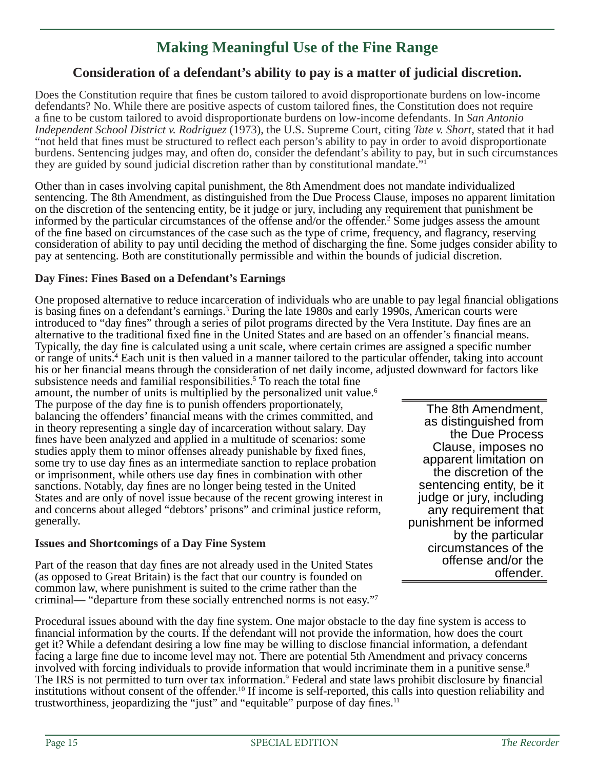# Making Meaningful Use of the Fine Range

## Consideration of a defendant's ability to pay is a matter of judicial discretion.

Does the Constitution require that fines be custom tailored to avoid disproportionate burdens on low-income defendants? No. While there are positive aspects of custom tailored fines, the Constitution does not require a fine to be custom tailored to avoid disproportionate burdens on low-income defendants. In *San Antonio Independent School District v. Rodriguez* (1973), the U.S. Supreme Court, citing *Tate v. Short*, stated that it had "not held that fines must be structured to reflect each person's ability to pay in order to avoid disproportionate burdens. Sentencing judges may, and often do, consider the defendant's ability to pay, but in such circumstances they are guided by sound judicial discretion rather than by constitutional mandate."[1]

Other than in cases involving capital punishment, the 8th Amendment does not mandate individualized sentencing. The 8th Amendment, as distinguished from the Due Process Clause, imposes no apparent limitation on the discretion of the sentencing entity, be it judge or jury, including any requirement that punishment be informed by the particular circumstances of the offense and/or the offender.[2] Some judges assess the amount of the fine based on circumstances of the case such as the type of crime, frequency, and flagrancy, reserving consideration of ability to pay until deciding the method of discharging the fine. Some judges consider ability to pay at sentencing. Both are constitutionally permissible and within the bounds of judicial discretion.

### Day Fines: Fines Based on a Defendant's Earnings

One proposed alternative to reduce incarceration of individuals who are unable to pay legal financial obligations is basing fines on a defendant's earnings.[3] During the late 1980s and early 1990s, American courts were introduced to "day fines" through a series of pilot programs directed by the Vera Institute. Day fines are an alternative to the traditional fixed fine in the United States and are based on an offender's financial means. Typically, the day fine is calculated using a unit scale, where certain crimes are assigned a specific number or range of units.[4] Each unit is then valued in a manner tailored to the particular offender, taking into account his or her financial means through the consideration of net daily income, adjusted downward for factors like subsistence needs and familial responsibilities.[5] To reach the total fine amount, the number of units is multiplied by the personalized unit value.[6] The purpose of the day fine is to punish offenders proportionately, balancing the offenders' financial means with the crimes committed, and in theory representing a single day of incarceration without salary. Day fines have been analyzed and applied in a multitude of scenarios: some studies apply them to minor offenses already punishable by fixed fines, some try to use day fines as an intermediate sanction to replace probation or imprisonment, while others use day fines in combination with other sanctions. Notably, day fines are no longer being tested in the United States and are only of novel issue because of the recent growing interest in and concerns about alleged "debtors' prisons" and criminal justice reform, generally.

> The 8th Amendment, as distinguished from the Due Process Clause, imposes no apparent limitation on the discretion of the sentencing entity, be it judge or jury, including any requirement that punishment be informed by the particular circumstances of the offense and/or the offender.

### Issues and Shortcomings of a Day Fine System

Part of the reason that day fines are not already used in the United States (as opposed to Great Britain) is the fact that our country is founded on common law, where punishment is suited to the crime rather than the criminal— "departure from these socially entrenched norms is not easy."[7]

Procedural issues abound with the day fine system. One major obstacle to the day fine system is access to financial information by the courts. If the defendant will not provide the information, how does the court get it? While a defendant desiring a low fine may be willing to disclose financial information, a defendant facing a large fine due to income level may not. There are potential 5th Amendment and privacy concerns involved with forcing individuals to provide information that would incriminate them in a punitive sense.[8] The IRS is not permitted to turn over tax information.[9] Federal and state laws prohibit disclosure by financial institutions without consent of the offender.[10] If income is self-reported, this calls into question reliability and trustworthiness, jeopardizing the "just" and "equitable" purpose of day fines.[11]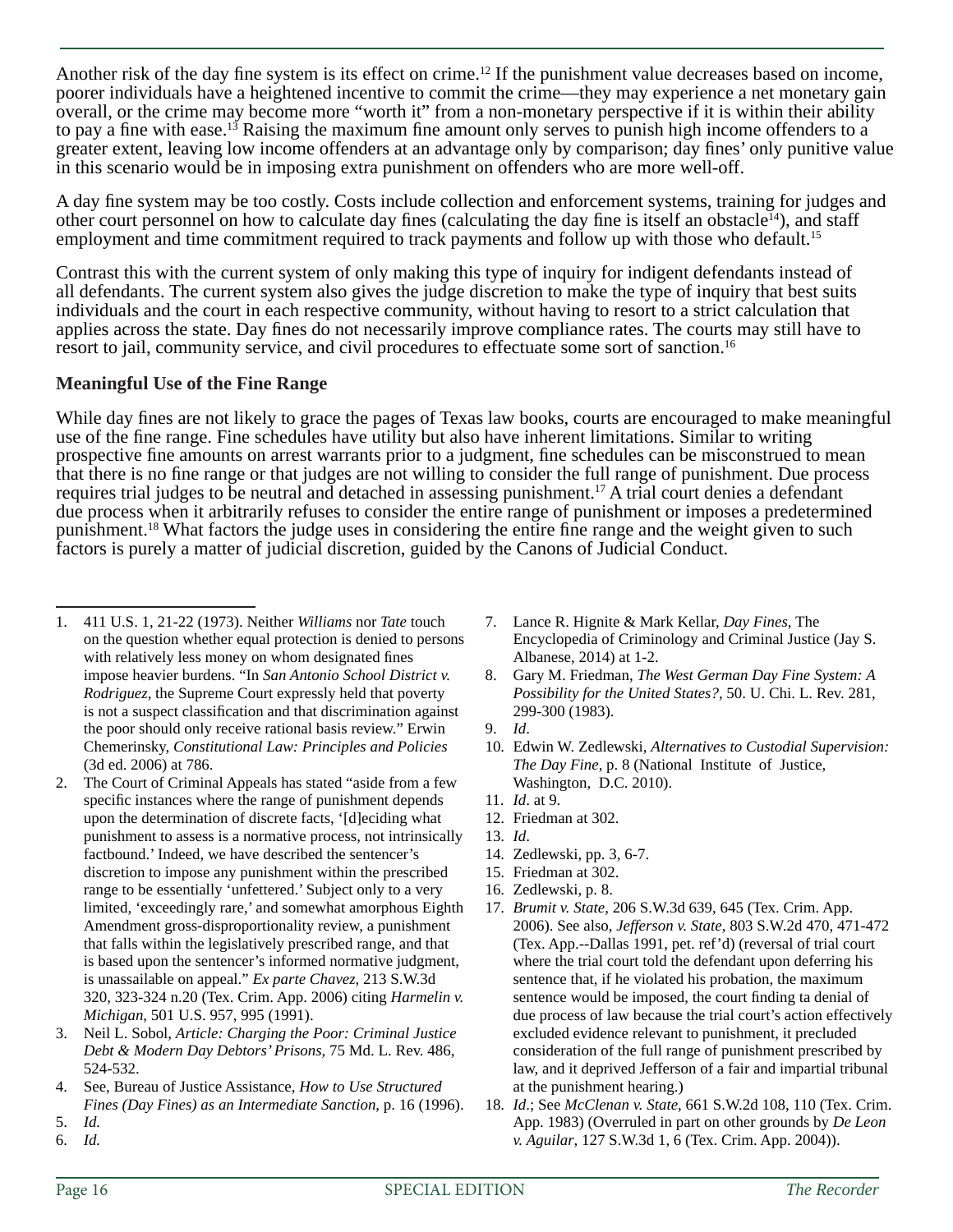Another risk of the day fine system is its effect on crime.[12] If the punishment value decreases based on income, poorer individuals have a heightened incentive to commit the crime—they may experience a net monetary gain overall, or the crime may become more "worth it" from a non-monetary perspective if it is within their ability to pay a fine with ease.[13] Raising the maximum fine amount only serves to punish high income offenders to a greater extent, leaving low income offenders at an advantage only by comparison; day fines' only punitive value in this scenario would be in imposing extra punishment on offenders who are more well-off.

A day fine system may be too costly. Costs include collection and enforcement systems, training for judges and other court personnel on how to calculate day fines (calculating the day fine is itself an obstacle[14]), and staff employment and time commitment required to track payments and follow up with those who default.[15]

Contrast this with the current system of only making this type of inquiry for indigent defendants instead of all defendants. The current system also gives the judge discretion to make the type of inquiry that best suits individuals and the court in each respective community, without having to resort to a strict calculation that applies across the state. Day fines do not necessarily improve compliance rates. The courts may still have to resort to jail, community service, and civil procedures to effectuate some sort of sanction.[16]

**Meaningful Use of the Fine Range**

While day fines are not likely to grace the pages of Texas law books, courts are encouraged to make meaningful use of the fine range. Fine schedules have utility but also have inherent limitations. Similar to writing prospective fine amounts on arrest warrants prior to a judgment, fine schedules can be misconstrued to mean that there is no fine range or that judges are not willing to consider the full range of punishment. Due process requires trial judges to be neutral and detached in assessing punishment.[17] A trial court denies a defendant due process when it arbitrarily refuses to consider the entire range of punishment or imposes a predetermined punishment.[18] What factors the judge uses in considering the entire fine range and the weight given to such factors is purely a matter of judicial discretion, guided by the Canons of Judicial Conduct.

---

1. 411 U.S. 1, 21-22 (1973). Neither *Williams* nor *Tate* touch on the question whether equal protection is denied to persons with relatively less money on whom designated fines impose heavier burdens. "In *San Antonio School District v. Rodriguez*, the Supreme Court expressly held that poverty is not a suspect classification and that discrimination against the poor should only receive rational basis review." Erwin Chemerinsky, *Constitutional Law: Principles and Policies* (3d ed. 2006) at 786.
2. The Court of Criminal Appeals has stated "aside from a few specific instances where the range of punishment depends upon the determination of discrete facts, '[d]eciding what punishment to assess is a normative process, not intrinsically factbound.' Indeed, we have described the sentencer's discretion to impose any punishment within the prescribed range to be essentially 'unfettered.' Subject only to a very limited, 'exceedingly rare,' and somewhat amorphous Eighth Amendment gross-disproportionality review, a punishment that falls within the legislatively prescribed range, and that is based upon the sentencer's informed normative judgment, is unassailable on appeal." *Ex parte Chavez*, 213 S.W.3d 320, 323-324 n.20 (Tex. Crim. App. 2006) citing *Harmelin v. Michigan*, 501 U.S. 957, 995 (1991).
3. Neil L. Sobol, *Article: Charging the Poor: Criminal Justice Debt & Modern Day Debtors' Prisons*, 75 Md. L. Rev. 486, 524-532.
4. See, Bureau of Justice Assistance, *How to Use Structured Fines (Day Fines) as an Intermediate Sanction*, p. 16 (1996).
5. *Id.*
6. *Id.*
7. Lance R. Hignite & Mark Kellar, *Day Fines*, The Encyclopedia of Criminology and Criminal Justice (Jay S. Albanese, 2014) at 1-2.
8. Gary M. Friedman, *The West German Day Fine System: A Possibility for the United States?*, 50. U. Chi. L. Rev. 281, 299-300 (1983).
9. *Id*.
10. Edwin W. Zedlewski, *Alternatives to Custodial Supervision: The Day Fine*, p. 8 (National Institute of Justice, Washington, D.C. 2010).
11. *Id*. at 9.
12. Friedman at 302.
13. *Id*.
14. Zedlewski, pp. 3, 6-7.
15. Friedman at 302.
16. Zedlewski, p. 8.
17. *Brumit v. State*, 206 S.W.3d 639, 645 (Tex. Crim. App. 2006). See also, *Jefferson v. State*, 803 S.W.2d 470, 471-472 (Tex. App.--Dallas 1991, pet. ref'd) (reversal of trial court where the trial court told the defendant upon deferring his sentence that, if he violated his probation, the maximum sentence would be imposed, the court finding ta denial of due process of law because the trial court's action effectively excluded evidence relevant to punishment, it precluded consideration of the full range of punishment prescribed by law, and it deprived Jefferson of a fair and impartial tribunal at the punishment hearing.)
18. *Id*.; See *McClenan v. State*, 661 S.W.2d 108, 110 (Tex. Crim. App. 1983) (Overruled in part on other grounds by *De Leon v. Aguilar*, 127 S.W.3d 1, 6 (Tex. Crim. App. 2004)).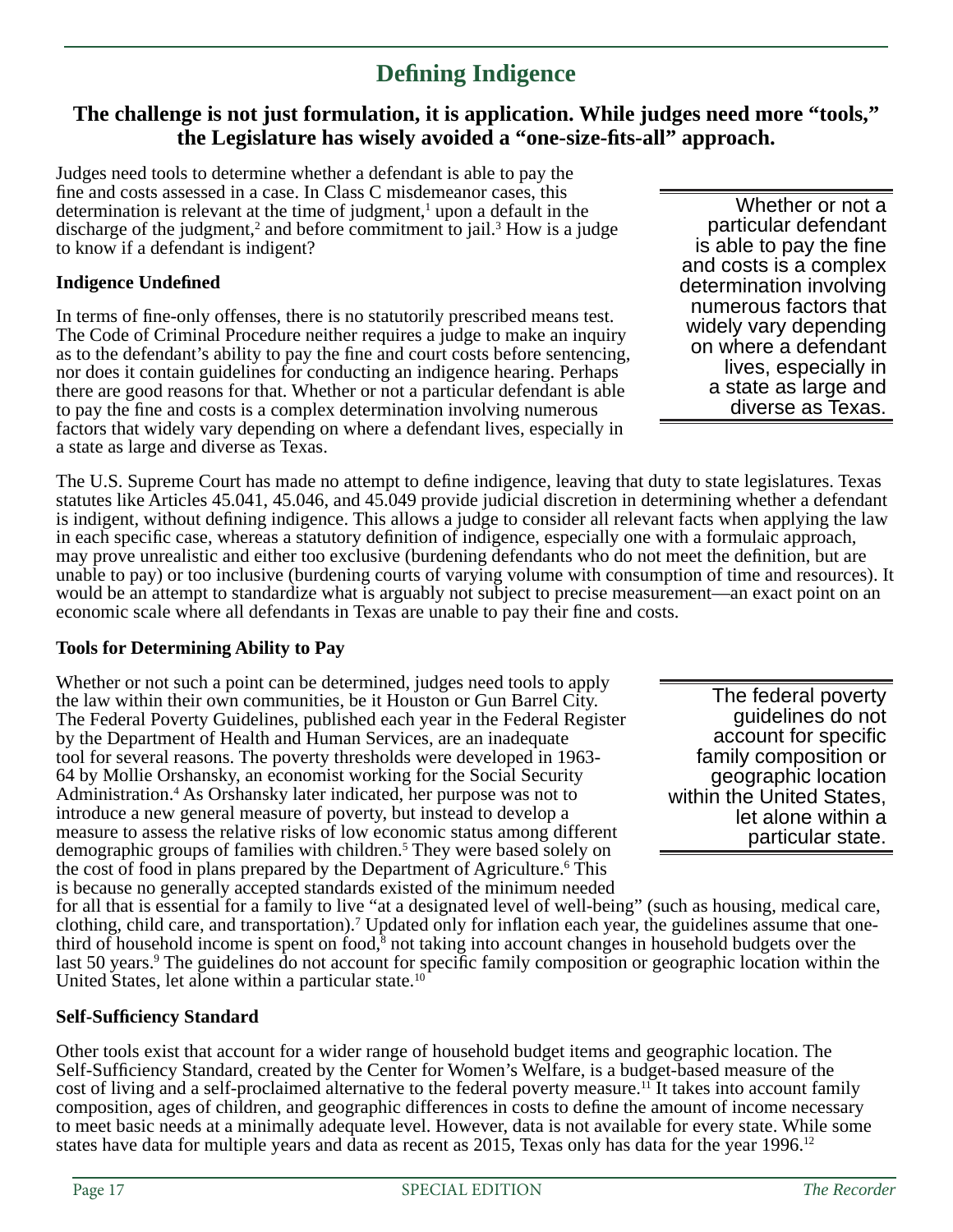## Defining Indigence

### The challenge is not just formulation, it is application. While judges need more "tools," the Legislature has wisely avoided a "one-size-fits-all" approach.

Judges need tools to determine whether a defendant is able to pay the fine and costs assessed in a case. In Class C misdemeanor cases, this determination is relevant at the time of judgment,[1] upon a default in the discharge of the judgment,[2] and before commitment to jail.[3] How is a judge to know if a defendant is indigent?

> Whether or not a particular defendant is able to pay the fine and costs is a complex determination involving numerous factors that widely vary depending on where a defendant lives, especially in a state as large and diverse as Texas.

**Indigence Undefined**

In terms of fine-only offenses, there is no statutorily prescribed means test. The Code of Criminal Procedure neither requires a judge to make an inquiry as to the defendant's ability to pay the fine and court costs before sentencing, nor does it contain guidelines for conducting an indigence hearing. Perhaps there are good reasons for that. Whether or not a particular defendant is able to pay the fine and costs is a complex determination involving numerous factors that widely vary depending on where a defendant lives, especially in a state as large and diverse as Texas.

The U.S. Supreme Court has made no attempt to define indigence, leaving that duty to state legislatures. Texas statutes like Articles 45.041, 45.046, and 45.049 provide judicial discretion in determining whether a defendant is indigent, without defining indigence. This allows a judge to consider all relevant facts when applying the law in each specific case, whereas a statutory definition of indigence, especially one with a formulaic approach, may prove unrealistic and either too exclusive (burdening defendants who do not meet the definition, but are unable to pay) or too inclusive (burdening courts of varying volume with consumption of time and resources). It would be an attempt to standardize what is arguably not subject to precise measurement—an exact point on an economic scale where all defendants in Texas are unable to pay their fine and costs.

**Tools for Determining Ability to Pay**

> The federal poverty guidelines do not account for specific family composition or geographic location within the United States, let alone within a particular state.

Whether or not such a point can be determined, judges need tools to apply the law within their own communities, be it Houston or Gun Barrel City. The Federal Poverty Guidelines, published each year in the Federal Register by the Department of Health and Human Services, are an inadequate tool for several reasons. The poverty thresholds were developed in 1963-64 by Mollie Orshansky, an economist working for the Social Security Administration.[4] As Orshansky later indicated, her purpose was not to introduce a new general measure of poverty, but instead to develop a measure to assess the relative risks of low economic status among different demographic groups of families with children.[5] They were based solely on the cost of food in plans prepared by the Department of Agriculture.[6] This is because no generally accepted standards existed of the minimum needed for all that is essential for a family to live "at a designated level of well-being" (such as housing, medical care, clothing, child care, and transportation).[7] Updated only for inflation each year, the guidelines assume that one-third of household income is spent on food,[8] not taking into account changes in household budgets over the last 50 years.[9] The guidelines do not account for specific family composition or geographic location within the United States, let alone within a particular state.[10]

**Self-Sufficiency Standard**

Other tools exist that account for a wider range of household budget items and geographic location. The Self-Sufficiency Standard, created by the Center for Women's Welfare, is a budget-based measure of the cost of living and a self-proclaimed alternative to the federal poverty measure.[11] It takes into account family composition, ages of children, and geographic differences in costs to define the amount of income necessary to meet basic needs at a minimally adequate level. However, data is not available for every state. While some states have data for multiple years and data as recent as 2015, Texas only has data for the year 1996.[12]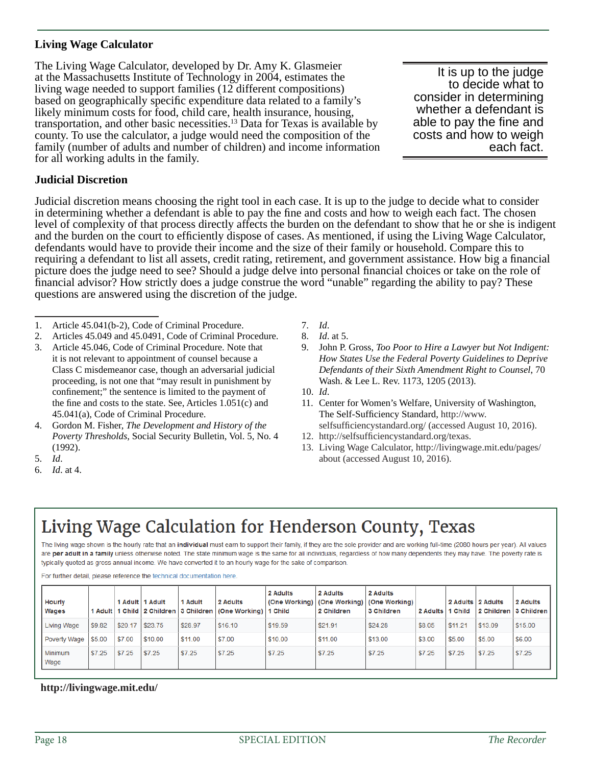### Living Wage Calculator

The Living Wage Calculator, developed by Dr. Amy K. Glasmeier at the Massachusetts Institute of Technology in 2004, estimates the living wage needed to support families (12 different compositions) based on geographically specific expenditure data related to a family's likely minimum costs for food, child care, health insurance, housing, transportation, and other basic necessities.[13] Data for Texas is available by county. To use the calculator, a judge would need the composition of the family (number of adults and number of children) and income information for all working adults in the family.

> It is up to the judge to decide what to consider in determining whether a defendant is able to pay the fine and costs and how to weigh each fact.

### Judicial Discretion

Judicial discretion means choosing the right tool in each case. It is up to the judge to decide what to consider in determining whether a defendant is able to pay the fine and costs and how to weigh each fact. The chosen level of complexity of that process directly affects the burden on the defendant to show that he or she is indigent and the burden on the court to efficiently dispose of cases. As mentioned, if using the Living Wage Calculator, defendants would have to provide their income and the size of their family or household. Compare this to requiring a defendant to list all assets, credit rating, retirement, and government assistance. How big a financial picture does the judge need to see? Should a judge delve into personal financial choices or take on the role of financial advisor? How strictly does a judge construe the word "unable" regarding the ability to pay? These questions are answered using the discretion of the judge.

---

1. Article 45.041(b-2), Code of Criminal Procedure.
2. Articles 45.049 and 45.0491, Code of Criminal Procedure.
3. Article 45.046, Code of Criminal Procedure. Note that it is not relevant to appointment of counsel because a Class C misdemeanor case, though an adversarial judicial proceeding, is not one that "may result in punishment by confinement;" the sentence is limited to the payment of the fine and costs to the state. See, Articles 1.051(c) and 45.041(a), Code of Criminal Procedure.
4. Gordon M. Fisher, *The Development and History of the Poverty Thresholds*, Social Security Bulletin, Vol. 5, No. 4 (1992).
5. *Id*.
6. *Id*. at 4.
7. *Id*.
8. *Id*. at 5.
9. John P. Gross, *Too Poor to Hire a Lawyer but Not Indigent: How States Use the Federal Poverty Guidelines to Deprive Defendants of their Sixth Amendment Right to Counsel*, 70 Wash. & Lee L. Rev. 1173, 1205 (2013).
10. *Id*.
11. Center for Women's Welfare, University of Washington, The Self-Sufficiency Standard, http://www.selfsufficiencystandard.org/ (accessed August 10, 2016).
12. http://selfsufficiencystandard.org/texas.
13. Living Wage Calculator, http://livingwage.mit.edu/pages/about (accessed August 10, 2016).

## Living Wage Calculation for Henderson County, Texas

The living wage shown is the hourly rate that an **individual** must earn to support their family, if they are the sole provider and are working full-time (2080 hours per year). All values are **per adult in a family** unless otherwise noted. The state minimum wage is the same for all individuals, regardless of how many dependents they may have. The poverty rate is typically quoted as gross annual income. We have converted it to an hourly wage for the sake of comparison.

For further detail, please reference the technical documentation here.

| Hourly Wages | 1 Adult | 1 Adult 1 Child | 1 Adult 2 Children | 1 Adult 3 Children | 2 Adults (One Working) | 2 Adults (One Working) 1 Child | 2 Adults (One Working) 2 Children | 2 Adults (One Working) 3 Children | 2 Adults | 2 Adults 1 Child | 2 Adults 2 Children | 2 Adults 3 Children |
|---|---|---|---|---|---|---|---|---|---|---|---|---|
| Living Wage | $9.82 | $20.17 | $23.75 | $28.97 | $16.10 | $19.59 | $21.91 | $24.28 | $8.05 | $11.21 | $13.09 | $15.00 |
| Poverty Wage | $5.00 | $7.00 | $10.00 | $11.00 | $7.00 | $10.00 | $11.00 | $13.00 | $3.00 | $5.00 | $5.00 | $6.00 |
| Minimum Wage | $7.25 | $7.25 | $7.25 | $7.25 | $7.25 | $7.25 | $7.25 | $7.25 | $7.25 | $7.25 | $7.25 | $7.25 |

**http://livingwage.mit.edu/**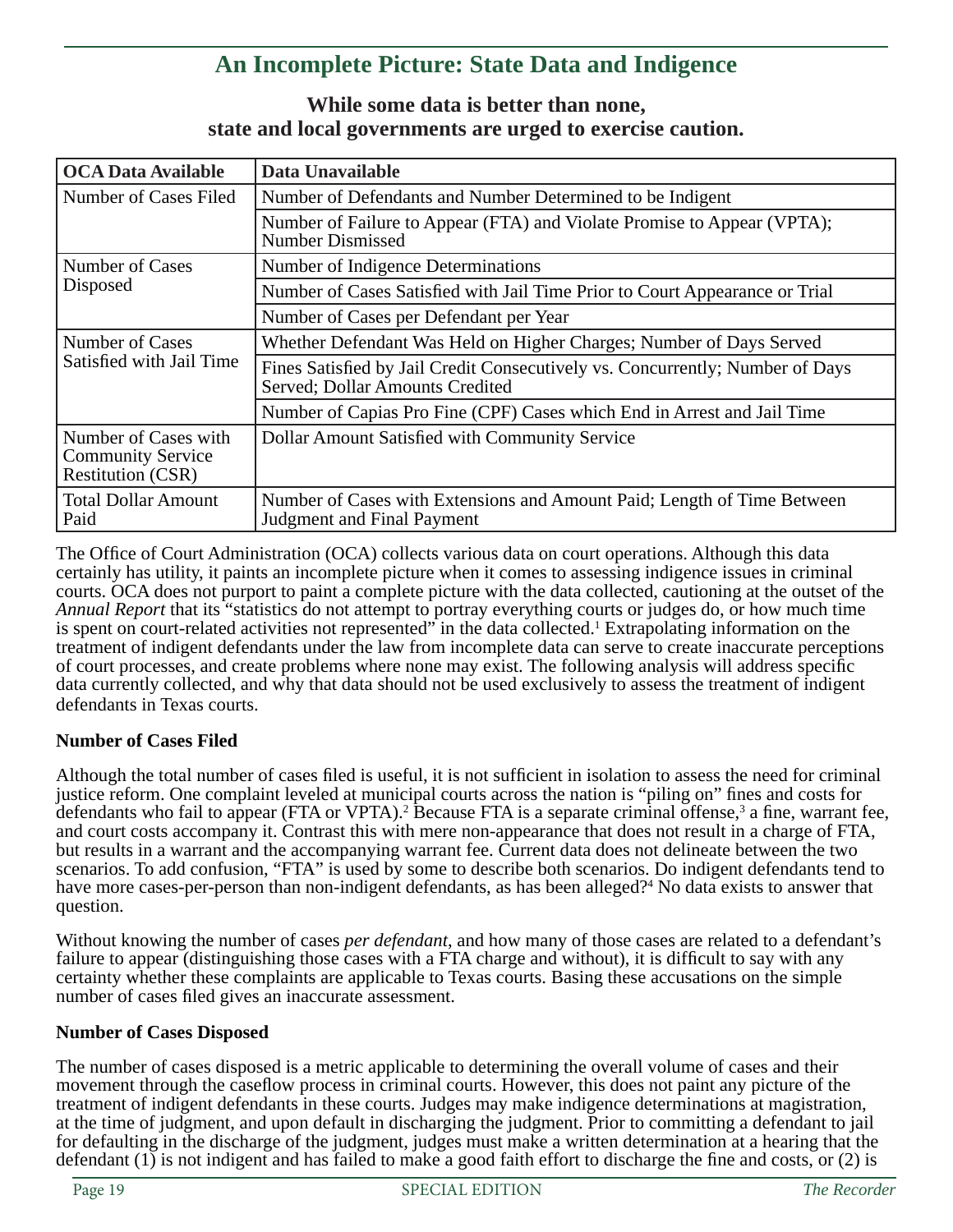## An Incomplete Picture: State Data and Indigence

**While some data is better than none, state and local governments are urged to exercise caution.**

| OCA Data Available | Data Unavailable |
|---|---|
| Number of Cases Filed | Number of Defendants and Number Determined to be Indigent |
| | Number of Failure to Appear (FTA) and Violate Promise to Appear (VPTA); Number Dismissed |
| Number of Cases Disposed | Number of Indigence Determinations |
| | Number of Cases Satisfied with Jail Time Prior to Court Appearance or Trial |
| | Number of Cases per Defendant per Year |
| Number of Cases Satisfied with Jail Time | Whether Defendant Was Held on Higher Charges; Number of Days Served |
| | Fines Satisfied by Jail Credit Consecutively vs. Concurrently; Number of Days Served; Dollar Amounts Credited |
| | Number of Capias Pro Fine (CPF) Cases which End in Arrest and Jail Time |
| Number of Cases with Community Service Restitution (CSR) | Dollar Amount Satisfied with Community Service |
| Total Dollar Amount Paid | Number of Cases with Extensions and Amount Paid; Length of Time Between Judgment and Final Payment |

The Office of Court Administration (OCA) collects various data on court operations. Although this data certainly has utility, it paints an incomplete picture when it comes to assessing indigence issues in criminal courts. OCA does not purport to paint a complete picture with the data collected, cautioning at the outset of the *Annual Report* that its "statistics do not attempt to portray everything courts or judges do, or how much time is spent on court-related activities not represented" in the data collected.[1] Extrapolating information on the treatment of indigent defendants under the law from incomplete data can serve to create inaccurate perceptions of court processes, and create problems where none may exist. The following analysis will address specific data currently collected, and why that data should not be used exclusively to assess the treatment of indigent defendants in Texas courts.

**Number of Cases Filed**

Although the total number of cases filed is useful, it is not sufficient in isolation to assess the need for criminal justice reform. One complaint leveled at municipal courts across the nation is "piling on" fines and costs for defendants who fail to appear (FTA or VPTA).[2] Because FTA is a separate criminal offense,[3] a fine, warrant fee, and court costs accompany it. Contrast this with mere non-appearance that does not result in a charge of FTA, but results in a warrant and the accompanying warrant fee. Current data does not delineate between the two scenarios. To add confusion, "FTA" is used by some to describe both scenarios. Do indigent defendants tend to have more cases-per-person than non-indigent defendants, as has been alleged?[4] No data exists to answer that question.

Without knowing the number of cases *per defendant*, and how many of those cases are related to a defendant's failure to appear (distinguishing those cases with a FTA charge and without), it is difficult to say with any certainty whether these complaints are applicable to Texas courts. Basing these accusations on the simple number of cases filed gives an inaccurate assessment.

**Number of Cases Disposed**

The number of cases disposed is a metric applicable to determining the overall volume of cases and their movement through the caseflow process in criminal courts. However, this does not paint any picture of the treatment of indigent defendants in these courts. Judges may make indigence determinations at magistration, at the time of judgment, and upon default in discharging the judgment. Prior to committing a defendant to jail for defaulting in the discharge of the judgment, judges must make a written determination at a hearing that the defendant (1) is not indigent and has failed to make a good faith effort to discharge the fine and costs, or (2) is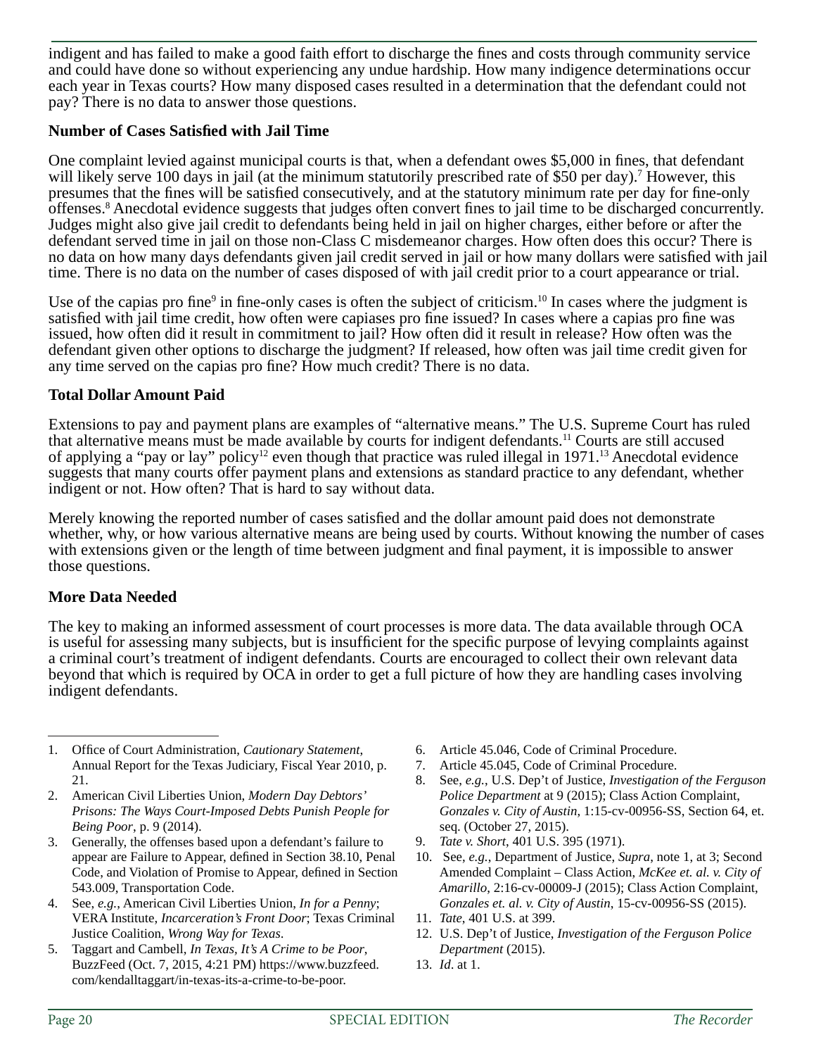indigent and has failed to make a good faith effort to discharge the fines and costs through community service and could have done so without experiencing any undue hardship. How many indigence determinations occur each year in Texas courts? How many disposed cases resulted in a determination that the defendant could not pay? There is no data to answer those questions.

**Number of Cases Satisfied with Jail Time**

One complaint levied against municipal courts is that, when a defendant owes $5,000 in fines, that defendant will likely serve 100 days in jail (at the minimum statutorily prescribed rate of $50 per day).[7] However, this presumes that the fines will be satisfied consecutively, and at the statutory minimum rate per day for fine-only offenses.[8] Anecdotal evidence suggests that judges often convert fines to jail time to be discharged concurrently. Judges might also give jail credit to defendants being held in jail on higher charges, either before or after the defendant served time in jail on those non-Class C misdemeanor charges. How often does this occur? There is no data on how many days defendants given jail credit served in jail or how many dollars were satisfied with jail time. There is no data on the number of cases disposed of with jail credit prior to a court appearance or trial.

Use of the capias pro fine[9] in fine-only cases is often the subject of criticism.[10] In cases where the judgment is satisfied with jail time credit, how often were capiases pro fine issued? In cases where a capias pro fine was issued, how often did it result in commitment to jail? How often did it result in release? How often was the defendant given other options to discharge the judgment? If released, how often was jail time credit given for any time served on the capias pro fine? How much credit? There is no data.

**Total Dollar Amount Paid**

Extensions to pay and payment plans are examples of "alternative means." The U.S. Supreme Court has ruled that alternative means must be made available by courts for indigent defendants.[11] Courts are still accused of applying a "pay or lay" policy[12] even though that practice was ruled illegal in 1971.[13] Anecdotal evidence suggests that many courts offer payment plans and extensions as standard practice to any defendant, whether indigent or not. How often? That is hard to say without data.

Merely knowing the reported number of cases satisfied and the dollar amount paid does not demonstrate whether, why, or how various alternative means are being used by courts. Without knowing the number of cases with extensions given or the length of time between judgment and final payment, it is impossible to answer those questions.

**More Data Needed**

The key to making an informed assessment of court processes is more data. The data available through OCA is useful for assessing many subjects, but is insufficient for the specific purpose of levying complaints against a criminal court's treatment of indigent defendants. Courts are encouraged to collect their own relevant data beyond that which is required by OCA in order to get a full picture of how they are handling cases involving indigent defendants.

---

1. Office of Court Administration, *Cautionary Statement*, Annual Report for the Texas Judiciary, Fiscal Year 2010, p. 21.
2. American Civil Liberties Union, *Modern Day Debtors' Prisons: The Ways Court-Imposed Debts Punish People for Being Poor*, p. 9 (2014).
3. Generally, the offenses based upon a defendant's failure to appear are Failure to Appear, defined in Section 38.10, Penal Code, and Violation of Promise to Appear, defined in Section 543.009, Transportation Code.
4. See, *e.g.*, American Civil Liberties Union, *In for a Penny*; VERA Institute, *Incarceration's Front Door*; Texas Criminal Justice Coalition, *Wrong Way for Texas*.
5. Taggart and Cambell, *In Texas, It's A Crime to be Poor*, BuzzFeed (Oct. 7, 2015, 4:21 PM) https://www.buzzfeed.com/kendalltaggart/in-texas-its-a-crime-to-be-poor.
6. Article 45.046, Code of Criminal Procedure.
7. Article 45.045, Code of Criminal Procedure.
8. See, *e.g.*, U.S. Dep't of Justice, *Investigation of the Ferguson Police Department* at 9 (2015); Class Action Complaint, *Gonzales v. City of Austin*, 1:15-cv-00956-SS, Section 64, et. seq. (October 27, 2015).
9. *Tate v. Short*, 401 U.S. 395 (1971).
10. See, *e.g.*, Department of Justice, *Supra*, note 1, at 3; Second Amended Complaint – Class Action, *McKee et. al. v. City of Amarillo*, 2:16-cv-00009-J (2015); Class Action Complaint, *Gonzales et. al. v. City of Austin*, 15-cv-00956-SS (2015).
11. *Tate*, 401 U.S. at 399.
12. U.S. Dep't of Justice, *Investigation of the Ferguson Police Department* (2015).
13. *Id*. at 1.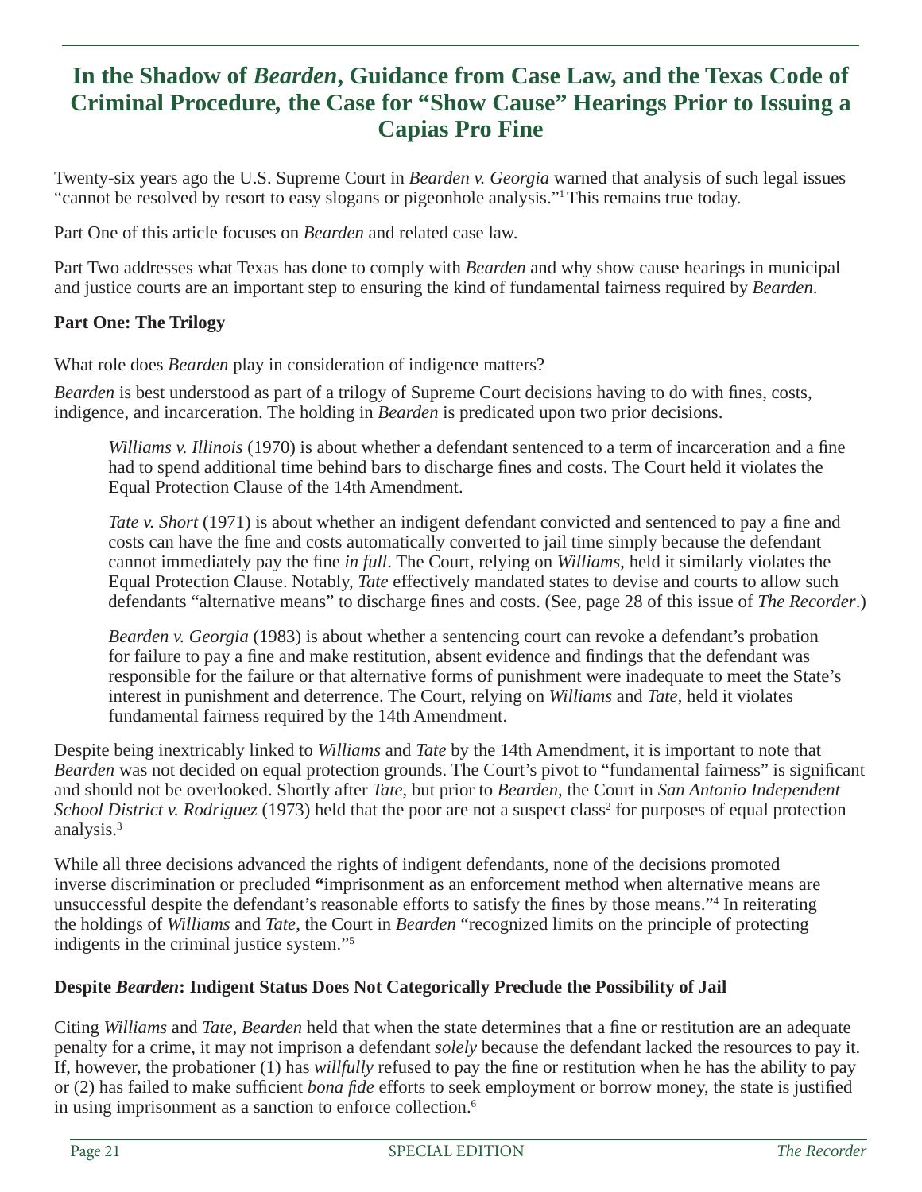# In the Shadow of *Bearden*, Guidance from Case Law, and the Texas Code of Criminal Procedure, the Case for "Show Cause" Hearings Prior to Issuing a Capias Pro Fine

Twenty-six years ago the U.S. Supreme Court in *Bearden v. Georgia* warned that analysis of such legal issues "cannot be resolved by resort to easy slogans or pigeonhole analysis."[1] This remains true today.

Part One of this article focuses on *Bearden* and related case law.

Part Two addresses what Texas has done to comply with *Bearden* and why show cause hearings in municipal and justice courts are an important step to ensuring the kind of fundamental fairness required by *Bearden*.

**Part One: The Trilogy**

What role does *Bearden* play in consideration of indigence matters?

*Bearden* is best understood as part of a trilogy of Supreme Court decisions having to do with fines, costs, indigence, and incarceration. The holding in *Bearden* is predicated upon two prior decisions.

> *Williams v. Illinois* (1970) is about whether a defendant sentenced to a term of incarceration and a fine had to spend additional time behind bars to discharge fines and costs. The Court held it violates the Equal Protection Clause of the 14th Amendment.
>
> *Tate v. Short* (1971) is about whether an indigent defendant convicted and sentenced to pay a fine and costs can have the fine and costs automatically converted to jail time simply because the defendant cannot immediately pay the fine *in full*. The Court, relying on *Williams*, held it similarly violates the Equal Protection Clause. Notably, *Tate* effectively mandated states to devise and courts to allow such defendants "alternative means" to discharge fines and costs. (See, page 28 of this issue of *The Recorder*.)
>
> *Bearden v. Georgia* (1983) is about whether a sentencing court can revoke a defendant's probation for failure to pay a fine and make restitution, absent evidence and findings that the defendant was responsible for the failure or that alternative forms of punishment were inadequate to meet the State's interest in punishment and deterrence. The Court, relying on *Williams* and *Tate*, held it violates fundamental fairness required by the 14th Amendment.

Despite being inextricably linked to *Williams* and *Tate* by the 14th Amendment, it is important to note that *Bearden* was not decided on equal protection grounds. The Court's pivot to "fundamental fairness" is significant and should not be overlooked. Shortly after *Tate*, but prior to *Bearden*, the Court in *San Antonio Independent School District v. Rodriguez* (1973) held that the poor are not a suspect class[2] for purposes of equal protection analysis.[3]

While all three decisions advanced the rights of indigent defendants, none of the decisions promoted inverse discrimination or precluded **"**imprisonment as an enforcement method when alternative means are unsuccessful despite the defendant's reasonable efforts to satisfy the fines by those means."[4] In reiterating the holdings of *Williams* and *Tate*, the Court in *Bearden* "recognized limits on the principle of protecting indigents in the criminal justice system."[5]

**Despite *Bearden*: Indigent Status Does Not Categorically Preclude the Possibility of Jail**

Citing *Williams* and *Tate*, *Bearden* held that when the state determines that a fine or restitution are an adequate penalty for a crime, it may not imprison a defendant *solely* because the defendant lacked the resources to pay it. If, however, the probationer (1) has *willfully* refused to pay the fine or restitution when he has the ability to pay or (2) has failed to make sufficient *bona fide* efforts to seek employment or borrow money, the state is justified in using imprisonment as a sanction to enforce collection.[6]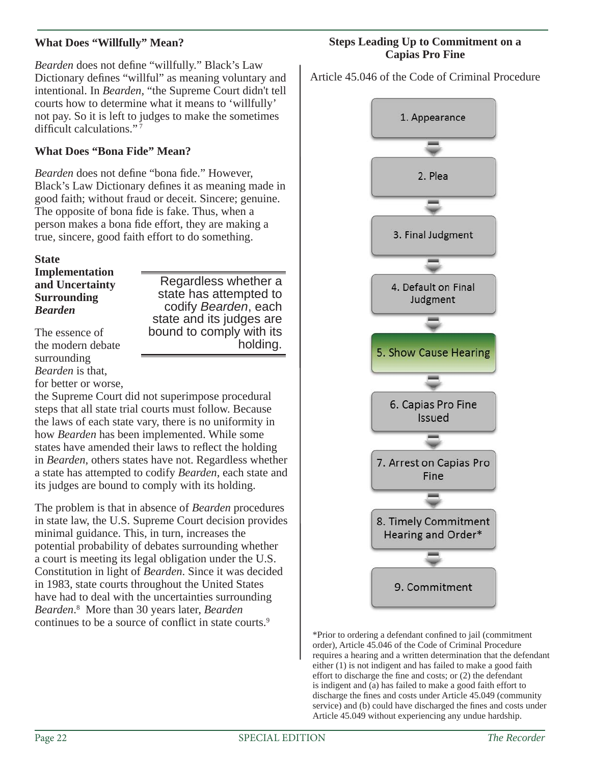### What Does "Willfully" Mean?

*Bearden* does not define "willfully." Black's Law Dictionary defines "willful" as meaning voluntary and intentional. In *Bearden*, "the Supreme Court didn't tell courts how to determine what it means to 'willfully' not pay. So it is left to judges to make the sometimes difficult calculations."[7]

### What Does "Bona Fide" Mean?

*Bearden* does not define "bona fide." However, Black's Law Dictionary defines it as meaning made in good faith; without fraud or deceit. Sincere; genuine. The opposite of bona fide is fake. Thus, when a person makes a bona fide effort, they are making a true, sincere, good faith effort to do something.

### State Implementation and Uncertainty Surrounding *Bearden*

> Regardless whether a state has attempted to codify *Bearden*, each state and its judges are bound to comply with its holding.

The essence of the modern debate surrounding *Bearden* is that, for better or worse, the Supreme Court did not superimpose procedural steps that all state trial courts must follow. Because the laws of each state vary, there is no uniformity in how *Bearden* has been implemented. While some states have amended their laws to reflect the holding in *Bearden*, others states have not. Regardless whether a state has attempted to codify *Bearden*, each state and its judges are bound to comply with its holding.

The problem is that in absence of *Bearden* procedures in state law, the U.S. Supreme Court decision provides minimal guidance. This, in turn, increases the potential probability of debates surrounding whether a court is meeting its legal obligation under the U.S. Constitution in light of *Bearden*. Since it was decided in 1983, state courts throughout the United States have had to deal with the uncertainties surrounding *Bearden*.[8] More than 30 years later, *Bearden* continues to be a source of conflict in state courts.[9]

### Steps Leading Up to Commitment on a Capias Pro Fine

Article 45.046 of the Code of Criminal Procedure

1. Appearance
2. Plea
3. Final Judgment
4. Default on Final Judgment
5. Show Cause Hearing
6. Capias Pro Fine Issued
7. Arrest on Capias Pro Fine
8. Timely Commitment Hearing and Order*
9. Commitment

*Prior to ordering a defendant confined to jail (commitment order), Article 45.046 of the Code of Criminal Procedure requires a hearing and a written determination that the defendant either (1) is not indigent and has failed to make a good faith effort to discharge the fine and costs; or (2) the defendant is indigent and (a) has failed to make a good faith effort to discharge the fines and costs under Article 45.049 (community service) and (b) could have discharged the fines and costs under Article 45.049 without experiencing any undue hardship.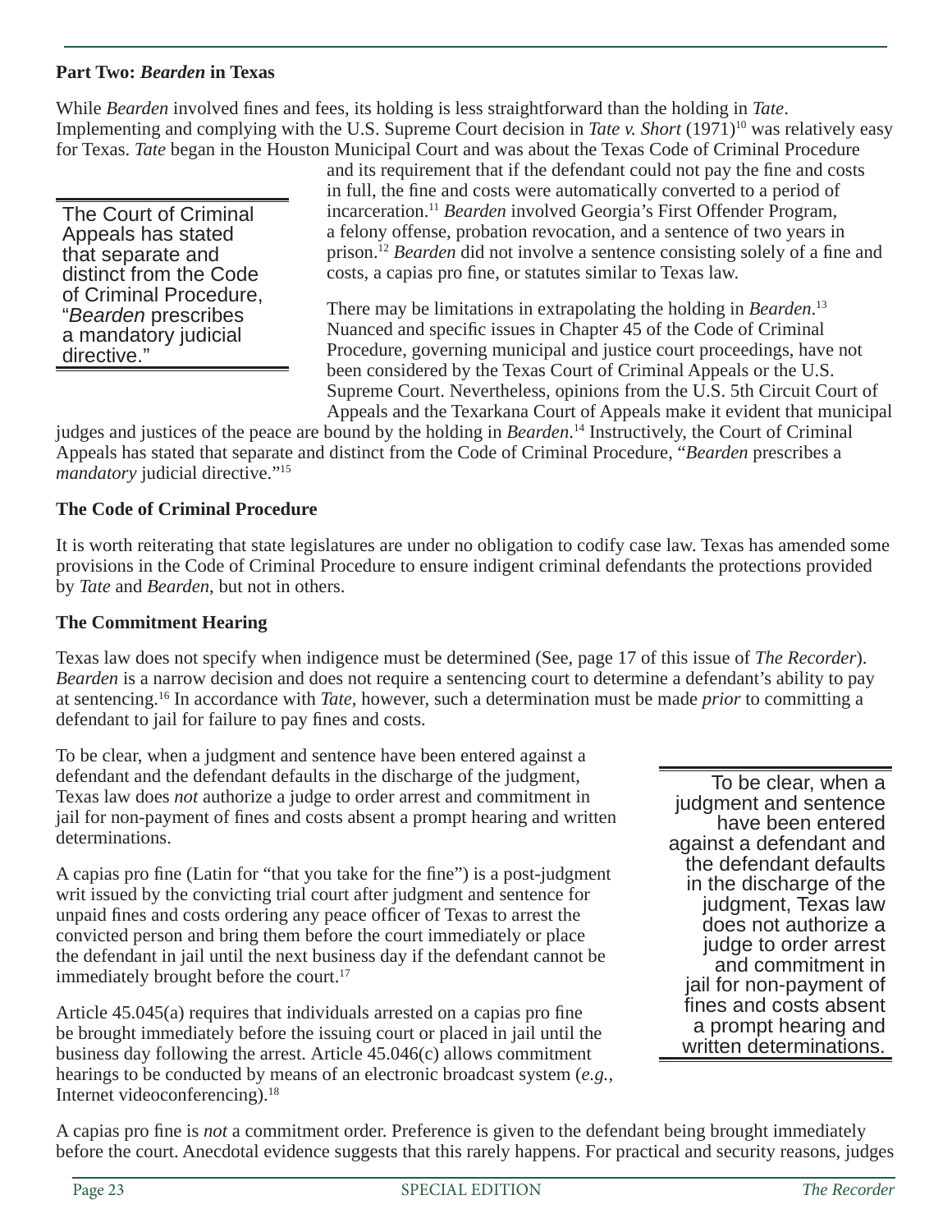## Part Two: *Bearden* in Texas

While *Bearden* involved fines and fees, its holding is less straightforward than the holding in *Tate*. Implementing and complying with the U.S. Supreme Court decision in *Tate v. Short* (1971)[10] was relatively easy for Texas. *Tate* began in the Houston Municipal Court and was about the Texas Code of Criminal Procedure and its requirement that if the defendant could not pay the fine and costs in full, the fine and costs were automatically converted to a period of incarceration.[11] *Bearden* involved Georgia's First Offender Program, a felony offense, probation revocation, and a sentence of two years in prison.[12] *Bearden* did not involve a sentence consisting solely of a fine and costs, a capias pro fine, or statutes similar to Texas law.

> The Court of Criminal Appeals has stated that separate and distinct from the Code of Criminal Procedure, "*Bearden* prescribes a mandatory judicial directive."

There may be limitations in extrapolating the holding in *Bearden*.[13] Nuanced and specific issues in Chapter 45 of the Code of Criminal Procedure, governing municipal and justice court proceedings, have not been considered by the Texas Court of Criminal Appeals or the U.S. Supreme Court. Nevertheless, opinions from the U.S. 5th Circuit Court of Appeals and the Texarkana Court of Appeals make it evident that municipal judges and justices of the peace are bound by the holding in *Bearden*.[14] Instructively, the Court of Criminal Appeals has stated that separate and distinct from the Code of Criminal Procedure, "*Bearden* prescribes a *mandatory* judicial directive."[15]

### The Code of Criminal Procedure

It is worth reiterating that state legislatures are under no obligation to codify case law. Texas has amended some provisions in the Code of Criminal Procedure to ensure indigent criminal defendants the protections provided by *Tate* and *Bearden*, but not in others.

### The Commitment Hearing

Texas law does not specify when indigence must be determined (See, page 17 of this issue of *The Recorder*). *Bearden* is a narrow decision and does not require a sentencing court to determine a defendant's ability to pay at sentencing.[16] In accordance with *Tate*, however, such a determination must be made *prior* to committing a defendant to jail for failure to pay fines and costs.

To be clear, when a judgment and sentence have been entered against a defendant and the defendant defaults in the discharge of the judgment, Texas law does *not* authorize a judge to order arrest and commitment in jail for non-payment of fines and costs absent a prompt hearing and written determinations.

> To be clear, when a judgment and sentence have been entered against a defendant and the defendant defaults in the discharge of the judgment, Texas law does not authorize a judge to order arrest and commitment in jail for non-payment of fines and costs absent a prompt hearing and written determinations.

A capias pro fine (Latin for "that you take for the fine") is a post-judgment writ issued by the convicting trial court after judgment and sentence for unpaid fines and costs ordering any peace officer of Texas to arrest the convicted person and bring them before the court immediately or place the defendant in jail until the next business day if the defendant cannot be immediately brought before the court.[17]

Article 45.045(a) requires that individuals arrested on a capias pro fine be brought immediately before the issuing court or placed in jail until the business day following the arrest. Article 45.046(c) allows commitment hearings to be conducted by means of an electronic broadcast system (*e.g.*, Internet videoconferencing).[18]

A capias pro fine is *not* a commitment order. Preference is given to the defendant being brought immediately before the court. Anecdotal evidence suggests that this rarely happens. For practical and security reasons, judges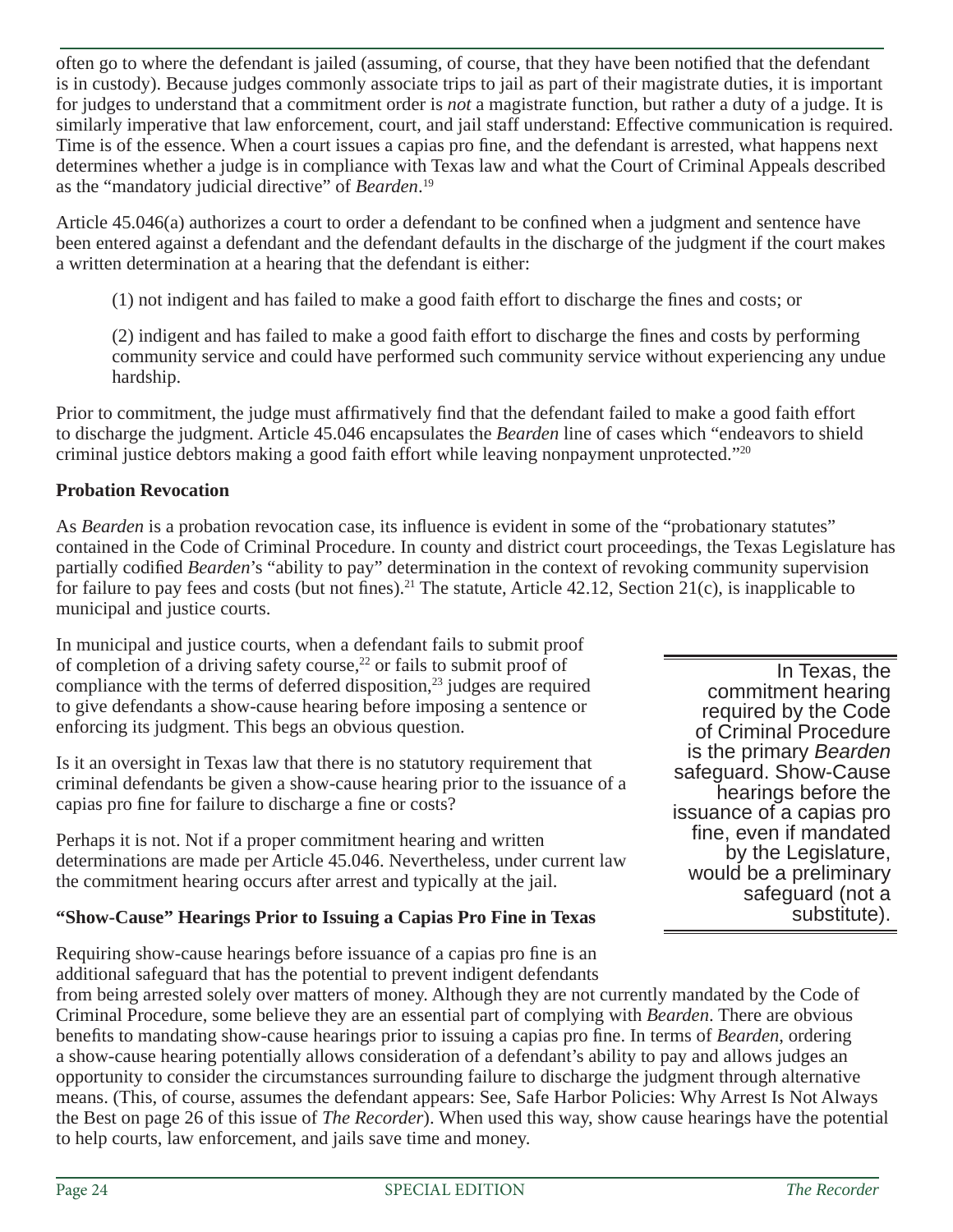often go to where the defendant is jailed (assuming, of course, that they have been notified that the defendant is in custody). Because judges commonly associate trips to jail as part of their magistrate duties, it is important for judges to understand that a commitment order is *not* a magistrate function, but rather a duty of a judge. It is similarly imperative that law enforcement, court, and jail staff understand: Effective communication is required. Time is of the essence. When a court issues a capias pro fine, and the defendant is arrested, what happens next determines whether a judge is in compliance with Texas law and what the Court of Criminal Appeals described as the "mandatory judicial directive" of *Bearden*.[19]

Article 45.046(a) authorizes a court to order a defendant to be confined when a judgment and sentence have been entered against a defendant and the defendant defaults in the discharge of the judgment if the court makes a written determination at a hearing that the defendant is either:

> (1) not indigent and has failed to make a good faith effort to discharge the fines and costs; or
>
> (2) indigent and has failed to make a good faith effort to discharge the fines and costs by performing community service and could have performed such community service without experiencing any undue hardship.

Prior to commitment, the judge must affirmatively find that the defendant failed to make a good faith effort to discharge the judgment. Article 45.046 encapsulates the *Bearden* line of cases which "endeavors to shield criminal justice debtors making a good faith effort while leaving nonpayment unprotected."[20]

### Probation Revocation

As *Bearden* is a probation revocation case, its influence is evident in some of the "probationary statutes" contained in the Code of Criminal Procedure. In county and district court proceedings, the Texas Legislature has partially codified *Bearden*'s "ability to pay" determination in the context of revoking community supervision for failure to pay fees and costs (but not fines).[21] The statute, Article 42.12, Section 21(c), is inapplicable to municipal and justice courts.

In municipal and justice courts, when a defendant fails to submit proof of completion of a driving safety course,[22] or fails to submit proof of compliance with the terms of deferred disposition,[23] judges are required to give defendants a show-cause hearing before imposing a sentence or enforcing its judgment. This begs an obvious question.

Is it an oversight in Texas law that there is no statutory requirement that criminal defendants be given a show-cause hearing prior to the issuance of a capias pro fine for failure to discharge a fine or costs?

Perhaps it is not. Not if a proper commitment hearing and written determinations are made per Article 45.046. Nevertheless, under current law the commitment hearing occurs after arrest and typically at the jail.

> In Texas, the commitment hearing required by the Code of Criminal Procedure is the primary *Bearden* safeguard. Show-Cause hearings before the issuance of a capias pro fine, even if mandated by the Legislature, would be a preliminary safeguard (not a substitute).

### "Show-Cause" Hearings Prior to Issuing a Capias Pro Fine in Texas

Requiring show-cause hearings before issuance of a capias pro fine is an additional safeguard that has the potential to prevent indigent defendants from being arrested solely over matters of money. Although they are not currently mandated by the Code of Criminal Procedure, some believe they are an essential part of complying with *Bearden*. There are obvious benefits to mandating show-cause hearings prior to issuing a capias pro fine. In terms of *Bearden*, ordering a show-cause hearing potentially allows consideration of a defendant's ability to pay and allows judges an opportunity to consider the circumstances surrounding failure to discharge the judgment through alternative means. (This, of course, assumes the defendant appears: See, Safe Harbor Policies: Why Arrest Is Not Always the Best on page 26 of this issue of *The Recorder*). When used this way, show cause hearings have the potential to help courts, law enforcement, and jails save time and money.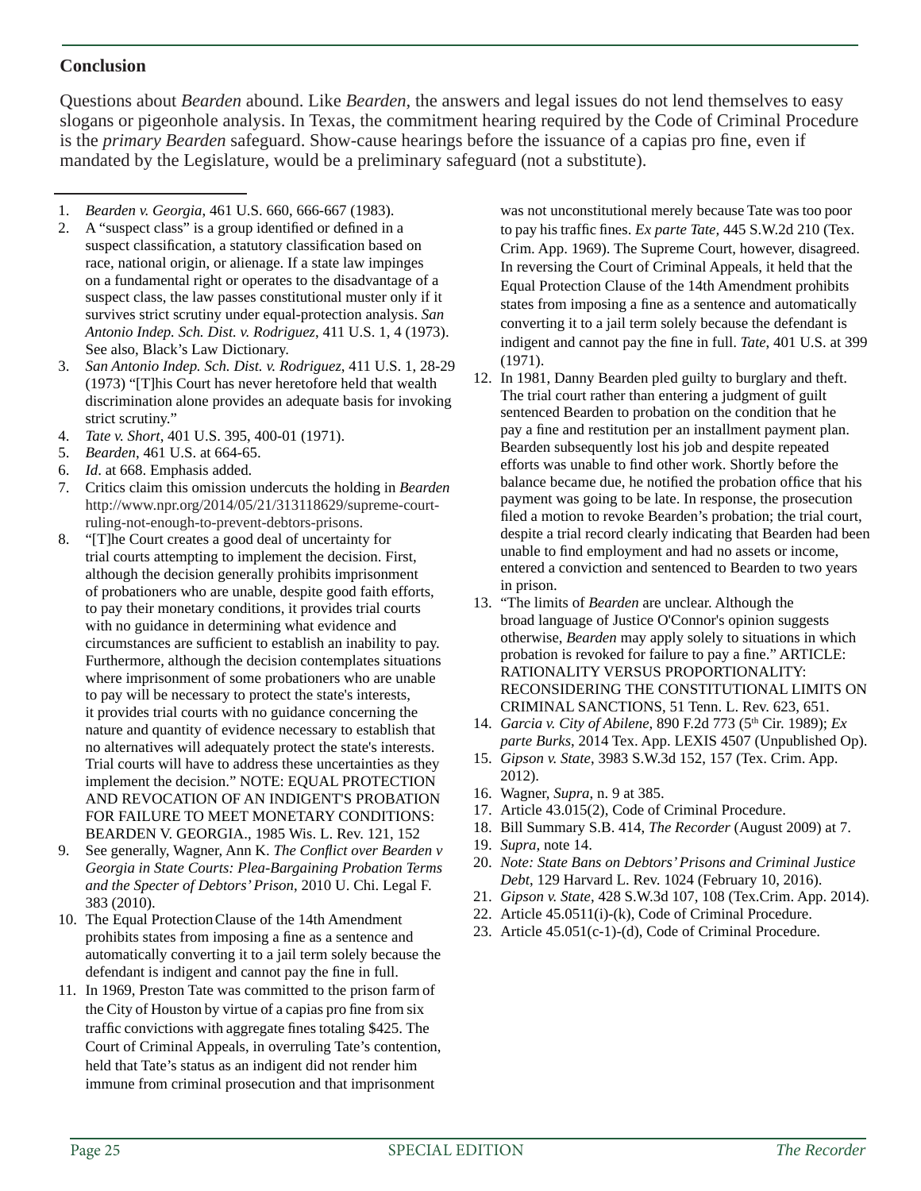## Conclusion

Questions about *Bearden* abound. Like *Bearden*, the answers and legal issues do not lend themselves to easy slogans or pigeonhole analysis. In Texas, the commitment hearing required by the Code of Criminal Procedure is the *primary Bearden* safeguard. Show-cause hearings before the issuance of a capias pro fine, even if mandated by the Legislature, would be a preliminary safeguard (not a substitute).

---

1. *Bearden v. Georgia*, 461 U.S. 660, 666-667 (1983).
2. A "suspect class" is a group identified or defined in a suspect classification, a statutory classification based on race, national origin, or alienage. If a state law impinges on a fundamental right or operates to the disadvantage of a suspect class, the law passes constitutional muster only if it survives strict scrutiny under equal-protection analysis. *San Antonio Indep. Sch. Dist. v. Rodriguez*, 411 U.S. 1, 4 (1973). See also, Black's Law Dictionary.
3. *San Antonio Indep. Sch. Dist. v. Rodriguez*, 411 U.S. 1, 28-29 (1973) "[T]his Court has never heretofore held that wealth discrimination alone provides an adequate basis for invoking strict scrutiny."
4. *Tate v. Short*, 401 U.S. 395, 400-01 (1971).
5. *Bearden*, 461 U.S. at 664-65.
6. *Id*. at 668. Emphasis added.
7. Critics claim this omission undercuts the holding in *Bearden* http://www.npr.org/2014/05/21/313118629/supreme-court-ruling-not-enough-to-prevent-debtors-prisons.
8. "[T]he Court creates a good deal of uncertainty for trial courts attempting to implement the decision. First, although the decision generally prohibits imprisonment of probationers who are unable, despite good faith efforts, to pay their monetary conditions, it provides trial courts with no guidance in determining what evidence and circumstances are sufficient to establish an inability to pay. Furthermore, although the decision contemplates situations where imprisonment of some probationers who are unable to pay will be necessary to protect the state's interests, it provides trial courts with no guidance concerning the nature and quantity of evidence necessary to establish that no alternatives will adequately protect the state's interests. Trial courts will have to address these uncertainties as they implement the decision." NOTE: EQUAL PROTECTION AND REVOCATION OF AN INDIGENT'S PROBATION FOR FAILURE TO MEET MONETARY CONDITIONS: BEARDEN V. GEORGIA., 1985 Wis. L. Rev. 121, 152
9. See generally, Wagner, Ann K. *The Conflict over Bearden v Georgia in State Courts: Plea-Bargaining Probation Terms and the Specter of Debtors' Prison*, 2010 U. Chi. Legal F. 383 (2010).
10. The Equal Protection Clause of the 14th Amendment prohibits states from imposing a fine as a sentence and automatically converting it to a jail term solely because the defendant is indigent and cannot pay the fine in full.
11. In 1969, Preston Tate was committed to the prison farm of the City of Houston by virtue of a capias pro fine from six traffic convictions with aggregate fines totaling $425. The Court of Criminal Appeals, in overruling Tate's contention, held that Tate's status as an indigent did not render him immune from criminal prosecution and that imprisonment was not unconstitutional merely because Tate was too poor to pay his traffic fines. *Ex parte Tate*, 445 S.W.2d 210 (Tex. Crim. App. 1969). The Supreme Court, however, disagreed. In reversing the Court of Criminal Appeals, it held that the Equal Protection Clause of the 14th Amendment prohibits states from imposing a fine as a sentence and automatically converting it to a jail term solely because the defendant is indigent and cannot pay the fine in full. *Tate*, 401 U.S. at 399 (1971).
12. In 1981, Danny Bearden pled guilty to burglary and theft. The trial court rather than entering a judgment of guilt sentenced Bearden to probation on the condition that he pay a fine and restitution per an installment payment plan. Bearden subsequently lost his job and despite repeated efforts was unable to find other work. Shortly before the balance became due, he notified the probation office that his payment was going to be late. In response, the prosecution filed a motion to revoke Bearden's probation; the trial court, despite a trial record clearly indicating that Bearden had been unable to find employment and had no assets or income, entered a conviction and sentenced to Bearden to two years in prison.
13. "The limits of *Bearden* are unclear. Although the broad language of Justice O'Connor's opinion suggests otherwise, *Bearden* may apply solely to situations in which probation is revoked for failure to pay a fine." ARTICLE: RATIONALITY VERSUS PROPORTIONALITY: RECONSIDERING THE CONSTITUTIONAL LIMITS ON CRIMINAL SANCTIONS, 51 Tenn. L. Rev. 623, 651.
14. *Garcia v. City of Abilene*, 890 F.2d 773 (5th Cir. 1989); *Ex parte Burks*, 2014 Tex. App. LEXIS 4507 (Unpublished Op).
15. *Gipson v. State*, 3983 S.W.3d 152, 157 (Tex. Crim. App. 2012).
16. Wagner, *Supra*, n. 9 at 385.
17. Article 43.015(2), Code of Criminal Procedure.
18. Bill Summary S.B. 414, *The Recorder* (August 2009) at 7.
19. *Supra*, note 14.
20. *Note: State Bans on Debtors' Prisons and Criminal Justice Debt*, 129 Harvard L. Rev. 1024 (February 10, 2016).
21. *Gipson v. State*, 428 S.W.3d 107, 108 (Tex.Crim. App. 2014).
22. Article 45.0511(i)-(k), Code of Criminal Procedure.
23. Article 45.051(c-1)-(d), Code of Criminal Procedure.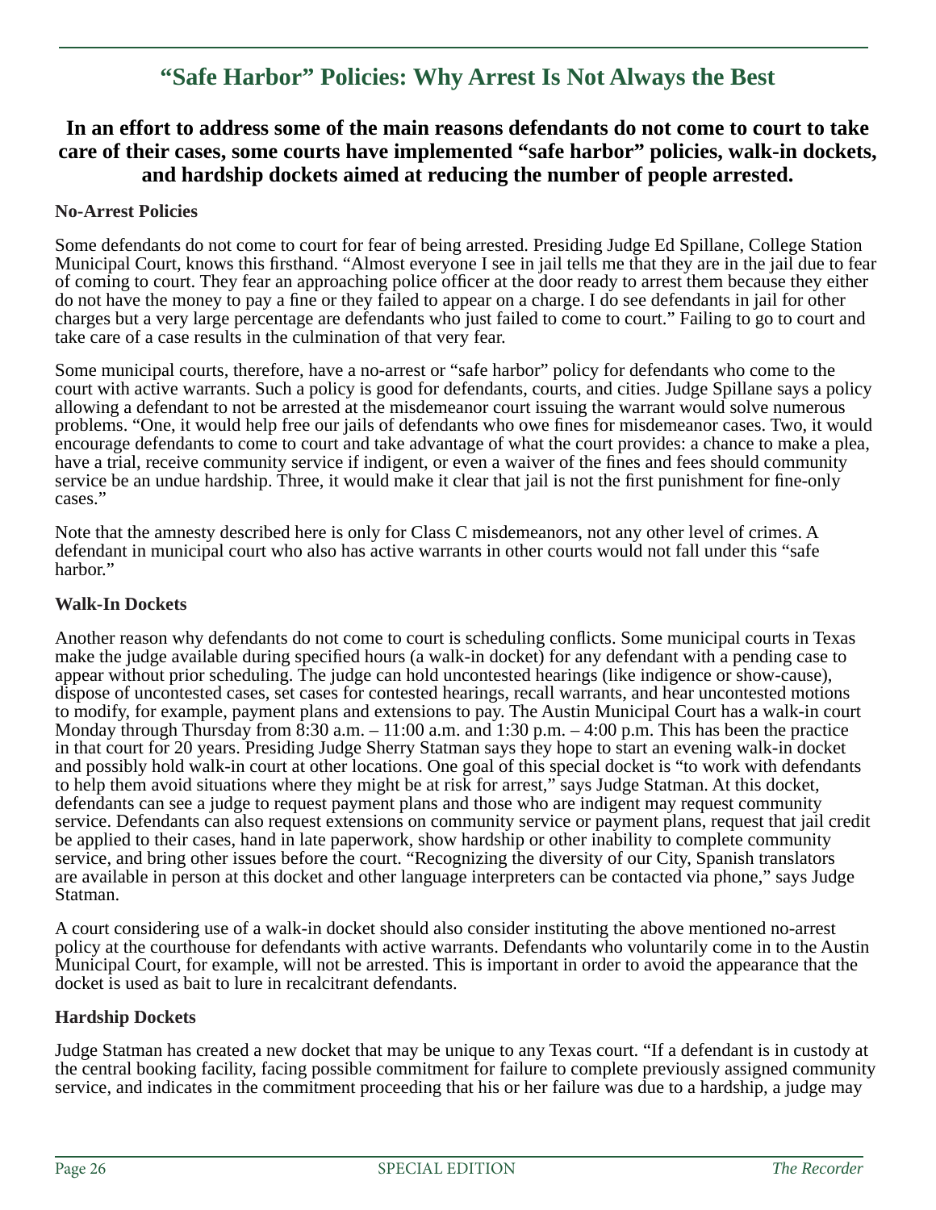# "Safe Harbor" Policies: Why Arrest Is Not Always the Best

## In an effort to address some of the main reasons defendants do not come to court to take care of their cases, some courts have implemented "safe harbor" policies, walk-in dockets, and hardship dockets aimed at reducing the number of people arrested.

**No-Arrest Policies**

Some defendants do not come to court for fear of being arrested. Presiding Judge Ed Spillane, College Station Municipal Court, knows this firsthand. "Almost everyone I see in jail tells me that they are in the jail due to fear of coming to court. They fear an approaching police officer at the door ready to arrest them because they either do not have the money to pay a fine or they failed to appear on a charge. I do see defendants in jail for other charges but a very large percentage are defendants who just failed to come to court." Failing to go to court and take care of a case results in the culmination of that very fear.

Some municipal courts, therefore, have a no-arrest or "safe harbor" policy for defendants who come to the court with active warrants. Such a policy is good for defendants, courts, and cities. Judge Spillane says a policy allowing a defendant to not be arrested at the misdemeanor court issuing the warrant would solve numerous problems. "One, it would help free our jails of defendants who owe fines for misdemeanor cases. Two, it would encourage defendants to come to court and take advantage of what the court provides: a chance to make a plea, have a trial, receive community service if indigent, or even a waiver of the fines and fees should community service be an undue hardship. Three, it would make it clear that jail is not the first punishment for fine-only cases."

Note that the amnesty described here is only for Class C misdemeanors, not any other level of crimes. A defendant in municipal court who also has active warrants in other courts would not fall under this "safe harbor."

**Walk-In Dockets**

Another reason why defendants do not come to court is scheduling conflicts. Some municipal courts in Texas make the judge available during specified hours (a walk-in docket) for any defendant with a pending case to appear without prior scheduling. The judge can hold uncontested hearings (like indigence or show-cause), dispose of uncontested cases, set cases for contested hearings, recall warrants, and hear uncontested motions to modify, for example, payment plans and extensions to pay. The Austin Municipal Court has a walk-in court Monday through Thursday from 8:30 a.m. – 11:00 a.m. and 1:30 p.m. – 4:00 p.m. This has been the practice in that court for 20 years. Presiding Judge Sherry Statman says they hope to start an evening walk-in docket and possibly hold walk-in court at other locations. One goal of this special docket is "to work with defendants to help them avoid situations where they might be at risk for arrest," says Judge Statman. At this docket, defendants can see a judge to request payment plans and those who are indigent may request community service. Defendants can also request extensions on community service or payment plans, request that jail credit be applied to their cases, hand in late paperwork, show hardship or other inability to complete community service, and bring other issues before the court. "Recognizing the diversity of our City, Spanish translators are available in person at this docket and other language interpreters can be contacted via phone," says Judge Statman.

A court considering use of a walk-in docket should also consider instituting the above mentioned no-arrest policy at the courthouse for defendants with active warrants. Defendants who voluntarily come in to the Austin Municipal Court, for example, will not be arrested. This is important in order to avoid the appearance that the docket is used as bait to lure in recalcitrant defendants.

**Hardship Dockets**

Judge Statman has created a new docket that may be unique to any Texas court. "If a defendant is in custody at the central booking facility, facing possible commitment for failure to complete previously assigned community service, and indicates in the commitment proceeding that his or her failure was due to a hardship, a judge may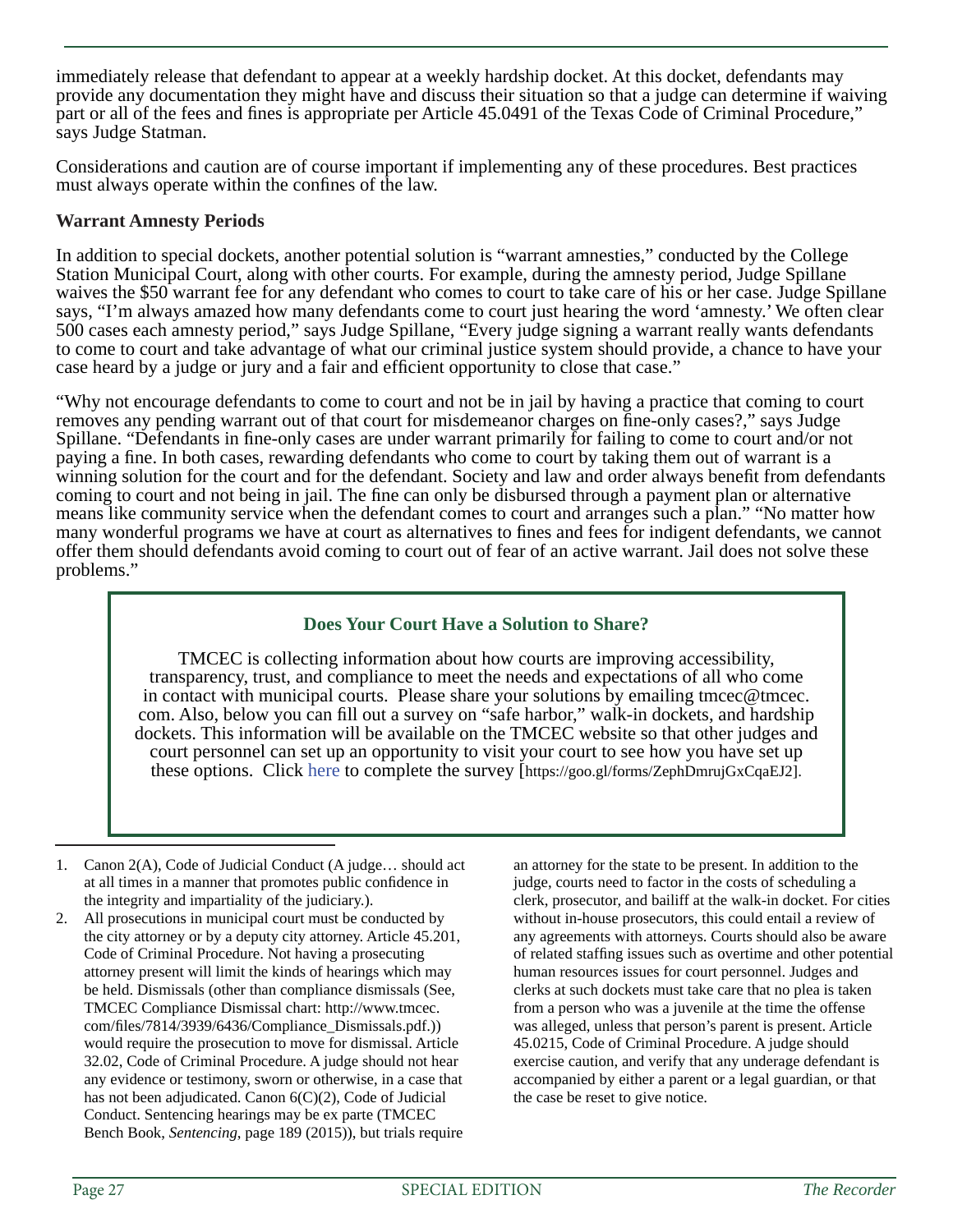immediately release that defendant to appear at a weekly hardship docket. At this docket, defendants may provide any documentation they might have and discuss their situation so that a judge can determine if waiving part or all of the fees and fines is appropriate per Article 45.0491 of the Texas Code of Criminal Procedure," says Judge Statman.

Considerations and caution are of course important if implementing any of these procedures. Best practices must always operate within the confines of the law.

**Warrant Amnesty Periods**

In addition to special dockets, another potential solution is "warrant amnesties," conducted by the College Station Municipal Court, along with other courts. For example, during the amnesty period, Judge Spillane waives the $50 warrant fee for any defendant who comes to court to take care of his or her case. Judge Spillane says, "I'm always amazed how many defendants come to court just hearing the word 'amnesty.' We often clear 500 cases each amnesty period," says Judge Spillane, "Every judge signing a warrant really wants defendants to come to court and take advantage of what our criminal justice system should provide, a chance to have your case heard by a judge or jury and a fair and efficient opportunity to close that case."

"Why not encourage defendants to come to court and not be in jail by having a practice that coming to court removes any pending warrant out of that court for misdemeanor charges on fine-only cases?," says Judge Spillane. "Defendants in fine-only cases are under warrant primarily for failing to come to court and/or not paying a fine. In both cases, rewarding defendants who come to court by taking them out of warrant is a winning solution for the court and for the defendant. Society and law and order always benefit from defendants coming to court and not being in jail. The fine can only be disbursed through a payment plan or alternative means like community service when the defendant comes to court and arranges such a plan." "No matter how many wonderful programs we have at court as alternatives to fines and fees for indigent defendants, we cannot offer them should defendants avoid coming to court out of fear of an active warrant. Jail does not solve these problems."

**Does Your Court Have a Solution to Share?**

TMCEC is collecting information about how courts are improving accessibility, transparency, trust, and compliance to meet the needs and expectations of all who come in contact with municipal courts. Please share your solutions by emailing tmcec@tmcec.com. Also, below you can fill out a survey on "safe harbor," walk-in dockets, and hardship dockets. This information will be available on the TMCEC website so that other judges and court personnel can set up an opportunity to visit your court to see how you have set up these options. Click here to complete the survey [https://goo.gl/forms/ZephDmrujGxCqaEJ2].

---

1. Canon 2(A), Code of Judicial Conduct (A judge… should act at all times in a manner that promotes public confidence in the integrity and impartiality of the judiciary.).
2. All prosecutions in municipal court must be conducted by the city attorney or by a deputy city attorney. Article 45.201, Code of Criminal Procedure. Not having a prosecuting attorney present will limit the kinds of hearings which may be held. Dismissals (other than compliance dismissals (See, TMCEC Compliance Dismissal chart: http://www.tmcec.com/files/7814/3939/6436/Compliance_Dismissals.pdf.)) would require the prosecution to move for dismissal. Article 32.02, Code of Criminal Procedure. A judge should not hear any evidence or testimony, sworn or otherwise, in a case that has not been adjudicated. Canon 6(C)(2), Code of Judicial Conduct. Sentencing hearings may be ex parte (TMCEC Bench Book, *Sentencing*, page 189 (2015)), but trials require an attorney for the state to be present. In addition to the judge, courts need to factor in the costs of scheduling a clerk, prosecutor, and bailiff at the walk-in docket. For cities without in-house prosecutors, this could entail a review of any agreements with attorneys. Courts should also be aware of related staffing issues such as overtime and other potential human resources issues for court personnel. Judges and clerks at such dockets must take care that no plea is taken from a person who was a juvenile at the time the offense was alleged, unless that person's parent is present. Article 45.0215, Code of Criminal Procedure. A judge should exercise caution, and verify that any underage defendant is accompanied by either a parent or a legal guardian, or that the case be reset to give notice.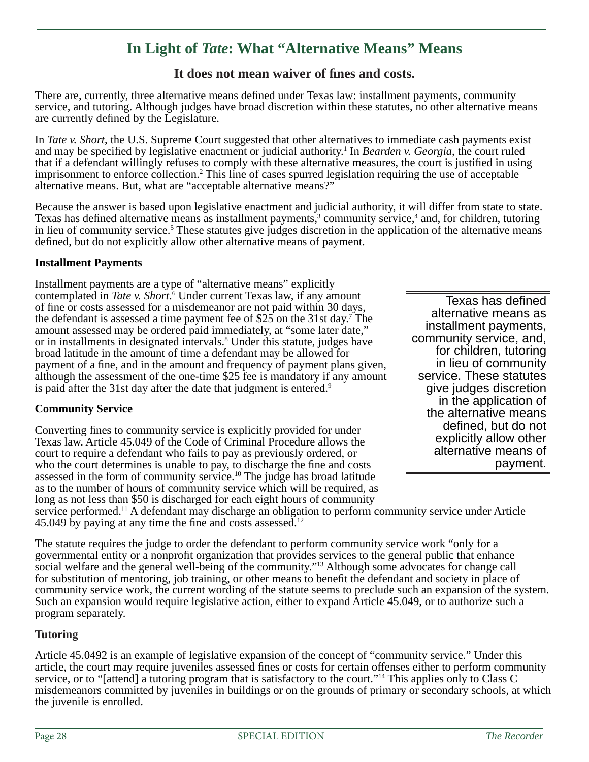# In Light of *Tate*: What "Alternative Means" Means

## It does not mean waiver of fines and costs.

There are, currently, three alternative means defined under Texas law: installment payments, community service, and tutoring. Although judges have broad discretion within these statutes, no other alternative means are currently defined by the Legislature.

In *Tate v. Short*, the U.S. Supreme Court suggested that other alternatives to immediate cash payments exist and may be specified by legislative enactment or judicial authority.[1] In *Bearden v. Georgia*, the court ruled that if a defendant willingly refuses to comply with these alternative measures, the court is justified in using imprisonment to enforce collection.[2] This line of cases spurred legislation requiring the use of acceptable alternative means. But, what are "acceptable alternative means?"

Because the answer is based upon legislative enactment and judicial authority, it will differ from state to state. Texas has defined alternative means as installment payments,[3] community service,[4] and, for children, tutoring in lieu of community service.[5] These statutes give judges discretion in the application of the alternative means defined, but do not explicitly allow other alternative means of payment.

**Installment Payments**

Installment payments are a type of "alternative means" explicitly contemplated in *Tate v. Short*.[6] Under current Texas law, if any amount of fine or costs assessed for a misdemeanor are not paid within 30 days, the defendant is assessed a time payment fee of $25 on the 31st day.[7] The amount assessed may be ordered paid immediately, at "some later date," or in installments in designated intervals.[8] Under this statute, judges have broad latitude in the amount of time a defendant may be allowed for payment of a fine, and in the amount and frequency of payment plans given, although the assessment of the one-time $25 fee is mandatory if any amount is paid after the 31st day after the date that judgment is entered.[9]

> Texas has defined alternative means as installment payments, community service, and, for children, tutoring in lieu of community service. These statutes give judges discretion in the application of the alternative means defined, but do not explicitly allow other alternative means of payment.

**Community Service**

Converting fines to community service is explicitly provided for under Texas law. Article 45.049 of the Code of Criminal Procedure allows the court to require a defendant who fails to pay as previously ordered, or who the court determines is unable to pay, to discharge the fine and costs assessed in the form of community service.[10] The judge has broad latitude as to the number of hours of community service which will be required, as long as not less than $50 is discharged for each eight hours of community service performed.[11] A defendant may discharge an obligation to perform community service under Article 45.049 by paying at any time the fine and costs assessed.[12]

The statute requires the judge to order the defendant to perform community service work "only for a governmental entity or a nonprofit organization that provides services to the general public that enhance social welfare and the general well-being of the community."[13] Although some advocates for change call for substitution of mentoring, job training, or other means to benefit the defendant and society in place of community service work, the current wording of the statute seems to preclude such an expansion of the system. Such an expansion would require legislative action, either to expand Article 45.049, or to authorize such a program separately.

**Tutoring**

Article 45.0492 is an example of legislative expansion of the concept of "community service." Under this article, the court may require juveniles assessed fines or costs for certain offenses either to perform community service, or to "[attend] a tutoring program that is satisfactory to the court."[14] This applies only to Class C misdemeanors committed by juveniles in buildings or on the grounds of primary or secondary schools, at which the juvenile is enrolled.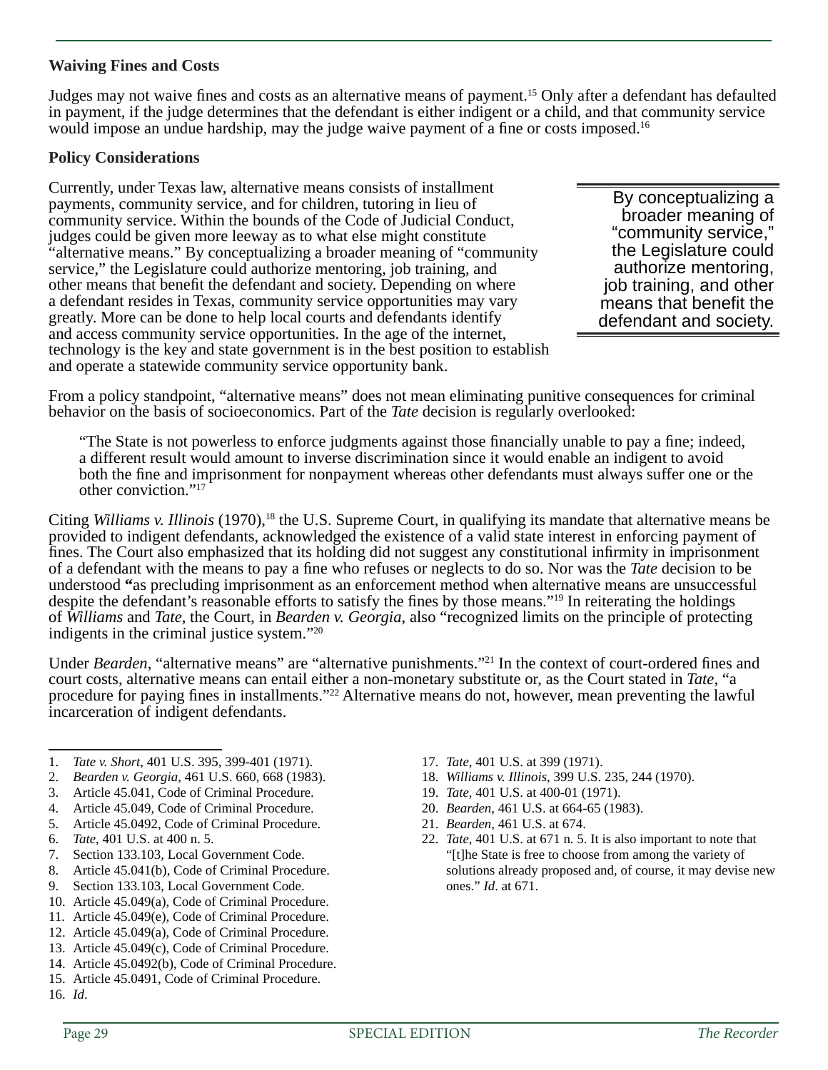### Waiving Fines and Costs

Judges may not waive fines and costs as an alternative means of payment.[15] Only after a defendant has defaulted in payment, if the judge determines that the defendant is either indigent or a child, and that community service would impose an undue hardship, may the judge waive payment of a fine or costs imposed.[16]

### Policy Considerations

Currently, under Texas law, alternative means consists of installment payments, community service, and for children, tutoring in lieu of community service. Within the bounds of the Code of Judicial Conduct, judges could be given more leeway as to what else might constitute "alternative means." By conceptualizing a broader meaning of "community service," the Legislature could authorize mentoring, job training, and other means that benefit the defendant and society. Depending on where a defendant resides in Texas, community service opportunities may vary greatly. More can be done to help local courts and defendants identify and access community service opportunities. In the age of the internet, technology is the key and state government is in the best position to establish and operate a statewide community service opportunity bank.

> By conceptualizing a broader meaning of "community service," the Legislature could authorize mentoring, job training, and other means that benefit the defendant and society.

From a policy standpoint, "alternative means" does not mean eliminating punitive consequences for criminal behavior on the basis of socioeconomics. Part of the *Tate* decision is regularly overlooked:

> "The State is not powerless to enforce judgments against those financially unable to pay a fine; indeed, a different result would amount to inverse discrimination since it would enable an indigent to avoid both the fine and imprisonment for nonpayment whereas other defendants must always suffer one or the other conviction."[17]

Citing *Williams v. Illinois* (1970),[18] the U.S. Supreme Court, in qualifying its mandate that alternative means be provided to indigent defendants, acknowledged the existence of a valid state interest in enforcing payment of fines. The Court also emphasized that its holding did not suggest any constitutional infirmity in imprisonment of a defendant with the means to pay a fine who refuses or neglects to do so. Nor was the *Tate* decision to be understood **"**as precluding imprisonment as an enforcement method when alternative means are unsuccessful despite the defendant's reasonable efforts to satisfy the fines by those means."[19] In reiterating the holdings of *Williams* and *Tate*, the Court, in *Bearden v. Georgia*, also "recognized limits on the principle of protecting indigents in the criminal justice system."[20]

Under *Bearden*, "alternative means" are "alternative punishments."[21] In the context of court-ordered fines and court costs, alternative means can entail either a non-monetary substitute or, as the Court stated in *Tate*, "a procedure for paying fines in installments."[22] Alternative means do not, however, mean preventing the lawful incarceration of indigent defendants.

---

1. *Tate v. Short*, 401 U.S. 395, 399-401 (1971).
2. *Bearden v. Georgia*, 461 U.S. 660, 668 (1983).
3. Article 45.041, Code of Criminal Procedure.
4. Article 45.049, Code of Criminal Procedure.
5. Article 45.0492, Code of Criminal Procedure.
6. *Tate*, 401 U.S. at 400 n. 5.
7. Section 133.103, Local Government Code.
8. Article 45.041(b), Code of Criminal Procedure.
9. Section 133.103, Local Government Code.
10. Article 45.049(a), Code of Criminal Procedure.
11. Article 45.049(e), Code of Criminal Procedure.
12. Article 45.049(a), Code of Criminal Procedure.
13. Article 45.049(c), Code of Criminal Procedure.
14. Article 45.0492(b), Code of Criminal Procedure.
15. Article 45.0491, Code of Criminal Procedure.
16. *Id*.
17. *Tate*, 401 U.S. at 399 (1971).
18. *Williams v. Illinois*, 399 U.S. 235, 244 (1970).
19. *Tate*, 401 U.S. at 400-01 (1971).
20. *Bearden*, 461 U.S. at 664-65 (1983).
21. *Bearden*, 461 U.S. at 674.
22. *Tate*, 401 U.S. at 671 n. 5. It is also important to note that "[t]he State is free to choose from among the variety of solutions already proposed and, of course, it may devise new ones." *Id*. at 671.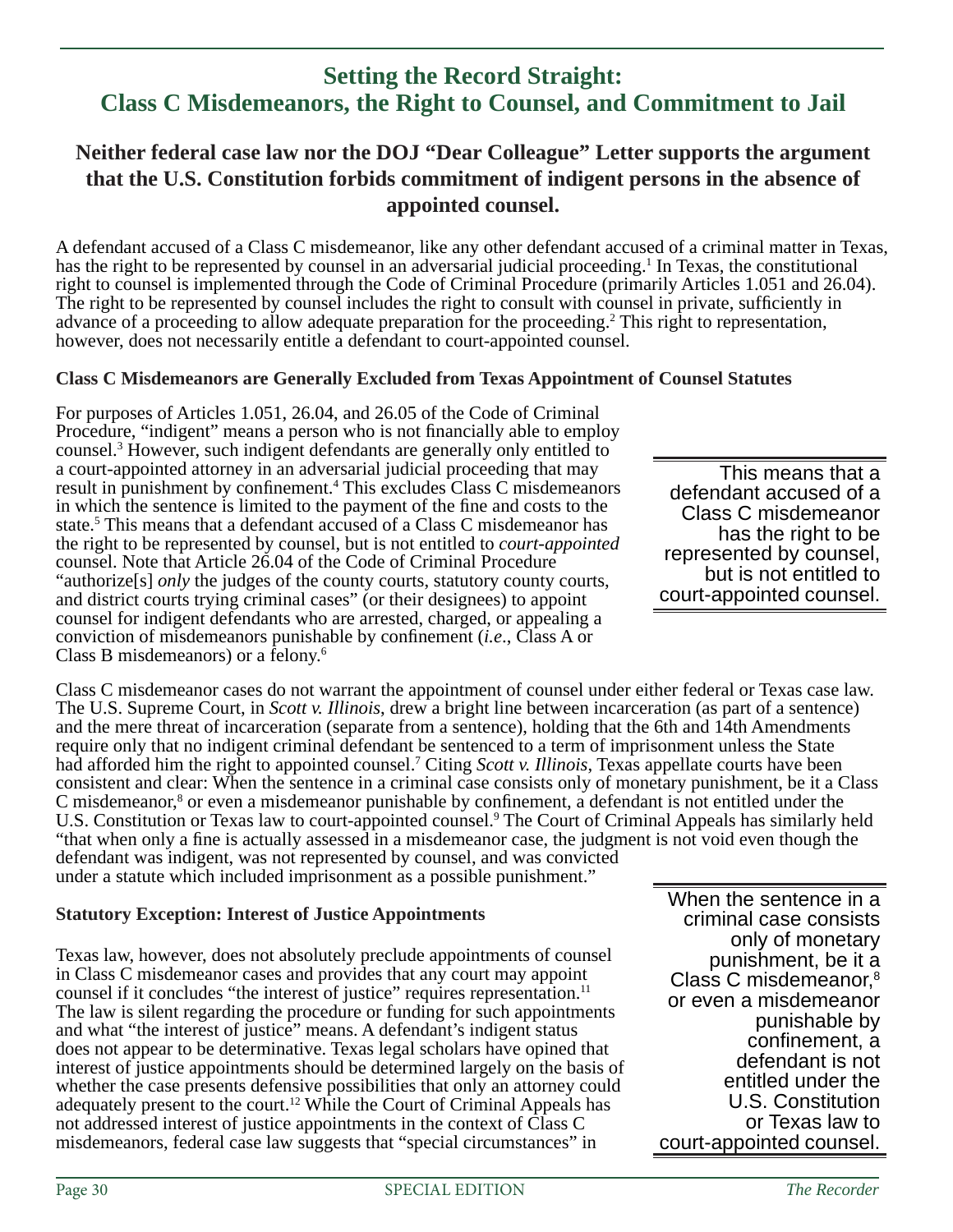## Setting the Record Straight: Class C Misdemeanors, the Right to Counsel, and Commitment to Jail

### Neither federal case law nor the DOJ "Dear Colleague" Letter supports the argument that the U.S. Constitution forbids commitment of indigent persons in the absence of appointed counsel.

A defendant accused of a Class C misdemeanor, like any other defendant accused of a criminal matter in Texas, has the right to be represented by counsel in an adversarial judicial proceeding.[1] In Texas, the constitutional right to counsel is implemented through the Code of Criminal Procedure (primarily Articles 1.051 and 26.04). The right to be represented by counsel includes the right to consult with counsel in private, sufficiently in advance of a proceeding to allow adequate preparation for the proceeding.[2] This right to representation, however, does not necessarily entitle a defendant to court-appointed counsel.

**Class C Misdemeanors are Generally Excluded from Texas Appointment of Counsel Statutes**

For purposes of Articles 1.051, 26.04, and 26.05 of the Code of Criminal Procedure, "indigent" means a person who is not financially able to employ counsel.[3] However, such indigent defendants are generally only entitled to a court-appointed attorney in an adversarial judicial proceeding that may result in punishment by confinement.[4] This excludes Class C misdemeanors in which the sentence is limited to the payment of the fine and costs to the state.[5] This means that a defendant accused of a Class C misdemeanor has the right to be represented by counsel, but is not entitled to *court-appointed* counsel. Note that Article 26.04 of the Code of Criminal Procedure "authorize[s] *only* the judges of the county courts, statutory county courts, and district courts trying criminal cases" (or their designees) to appoint counsel for indigent defendants who are arrested, charged, or appealing a conviction of misdemeanors punishable by confinement (*i.e*., Class A or Class B misdemeanors) or a felony.[6]

> This means that a defendant accused of a Class C misdemeanor has the right to be represented by counsel, but is not entitled to court-appointed counsel.

Class C misdemeanor cases do not warrant the appointment of counsel under either federal or Texas case law. The U.S. Supreme Court, in *Scott v. Illinois*, drew a bright line between incarceration (as part of a sentence) and the mere threat of incarceration (separate from a sentence), holding that the 6th and 14th Amendments require only that no indigent criminal defendant be sentenced to a term of imprisonment unless the State had afforded him the right to appointed counsel.[7] Citing *Scott v. Illinois*, Texas appellate courts have been consistent and clear: When the sentence in a criminal case consists only of monetary punishment, be it a Class C misdemeanor,[8] or even a misdemeanor punishable by confinement, a defendant is not entitled under the U.S. Constitution or Texas law to court-appointed counsel.[9] The Court of Criminal Appeals has similarly held "that when only a fine is actually assessed in a misdemeanor case, the judgment is not void even though the defendant was indigent, was not represented by counsel, and was convicted under a statute which included imprisonment as a possible punishment."

> When the sentence in a criminal case consists only of monetary punishment, be it a Class C misdemeanor,[8] or even a misdemeanor punishable by confinement, a defendant is not entitled under the U.S. Constitution or Texas law to court-appointed counsel.

**Statutory Exception: Interest of Justice Appointments**

Texas law, however, does not absolutely preclude appointments of counsel in Class C misdemeanor cases and provides that any court may appoint counsel if it concludes "the interest of justice" requires representation.[11] The law is silent regarding the procedure or funding for such appointments and what "the interest of justice" means. A defendant's indigent status does not appear to be determinative. Texas legal scholars have opined that interest of justice appointments should be determined largely on the basis of whether the case presents defensive possibilities that only an attorney could adequately present to the court.[12] While the Court of Criminal Appeals has not addressed interest of justice appointments in the context of Class C misdemeanors, federal case law suggests that "special circumstances" in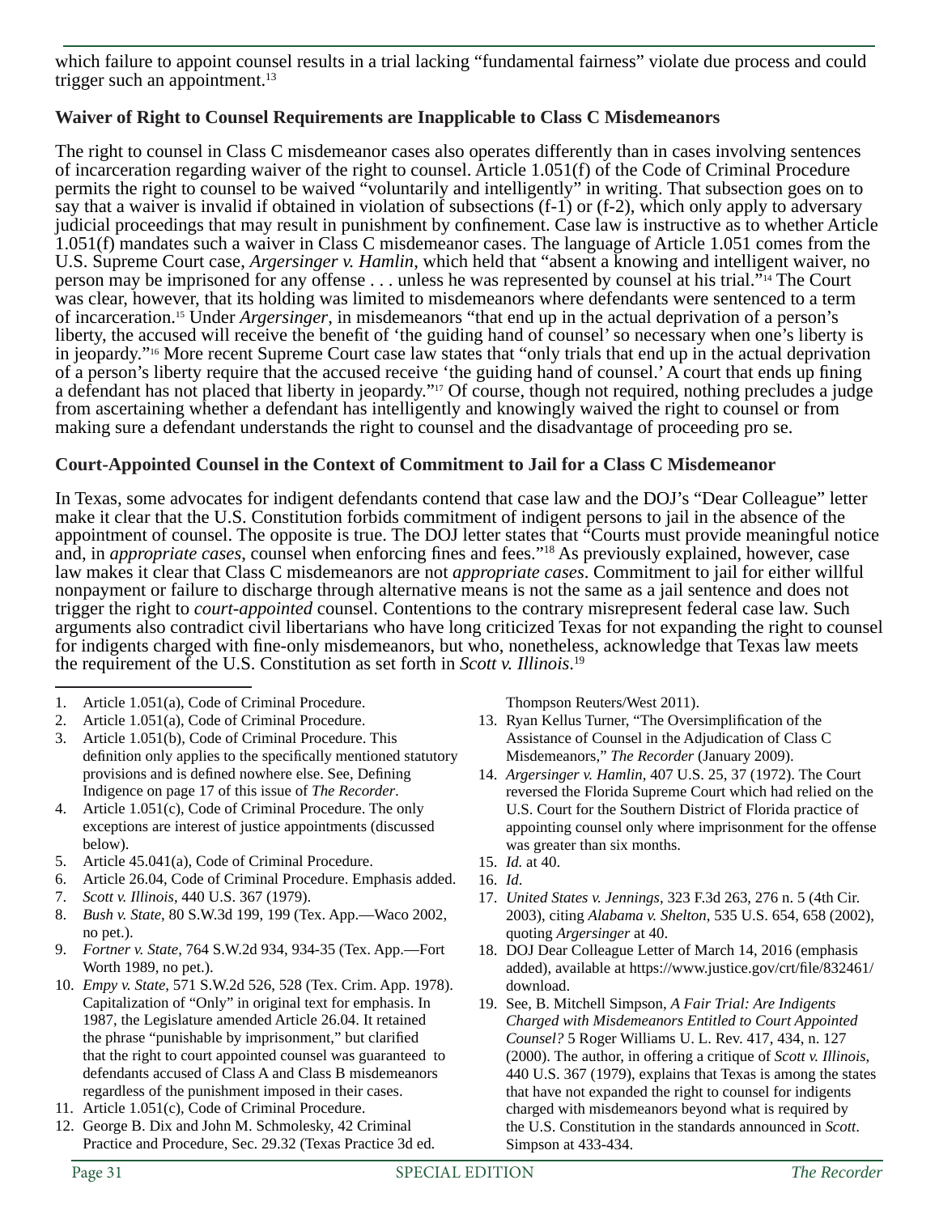which failure to appoint counsel results in a trial lacking "fundamental fairness" violate due process and could trigger such an appointment.[13]

### Waiver of Right to Counsel Requirements are Inapplicable to Class C Misdemeanors

The right to counsel in Class C misdemeanor cases also operates differently than in cases involving sentences of incarceration regarding waiver of the right to counsel. Article 1.051(f) of the Code of Criminal Procedure permits the right to counsel to be waived "voluntarily and intelligently" in writing. That subsection goes on to say that a waiver is invalid if obtained in violation of subsections (f-1) or (f-2), which only apply to adversary judicial proceedings that may result in punishment by confinement. Case law is instructive as to whether Article 1.051(f) mandates such a waiver in Class C misdemeanor cases. The language of Article 1.051 comes from the U.S. Supreme Court case, *Argersinger v. Hamlin*, which held that "absent a knowing and intelligent waiver, no person may be imprisoned for any offense . . . unless he was represented by counsel at his trial."[14] The Court was clear, however, that its holding was limited to misdemeanors where defendants were sentenced to a term of incarceration.[15] Under *Argersinger*, in misdemeanors "that end up in the actual deprivation of a person's liberty, the accused will receive the benefit of 'the guiding hand of counsel' so necessary when one's liberty is in jeopardy."[16] More recent Supreme Court case law states that "only trials that end up in the actual deprivation of a person's liberty require that the accused receive 'the guiding hand of counsel.' A court that ends up fining a defendant has not placed that liberty in jeopardy."[17] Of course, though not required, nothing precludes a judge from ascertaining whether a defendant has intelligently and knowingly waived the right to counsel or from making sure a defendant understands the right to counsel and the disadvantage of proceeding pro se.

### Court-Appointed Counsel in the Context of Commitment to Jail for a Class C Misdemeanor

In Texas, some advocates for indigent defendants contend that case law and the DOJ's "Dear Colleague" letter make it clear that the U.S. Constitution forbids commitment of indigent persons to jail in the absence of the appointment of counsel. The opposite is true. The DOJ letter states that "Courts must provide meaningful notice and, in *appropriate cases*, counsel when enforcing fines and fees."[18] As previously explained, however, case law makes it clear that Class C misdemeanors are not *appropriate cases*. Commitment to jail for either willful nonpayment or failure to discharge through alternative means is not the same as a jail sentence and does not trigger the right to *court-appointed* counsel. Contentions to the contrary misrepresent federal case law. Such arguments also contradict civil libertarians who have long criticized Texas for not expanding the right to counsel for indigents charged with fine-only misdemeanors, but who, nonetheless, acknowledge that Texas law meets the requirement of the U.S. Constitution as set forth in *Scott v. Illinois*.[19]

---

1. Article 1.051(a), Code of Criminal Procedure.
2. Article 1.051(a), Code of Criminal Procedure.
3. Article 1.051(b), Code of Criminal Procedure. This definition only applies to the specifically mentioned statutory provisions and is defined nowhere else. See, Defining Indigence on page 17 of this issue of *The Recorder*.
4. Article 1.051(c), Code of Criminal Procedure. The only exceptions are interest of justice appointments (discussed below).
5. Article 45.041(a), Code of Criminal Procedure.
6. Article 26.04, Code of Criminal Procedure. Emphasis added.
7. *Scott v. Illinois*, 440 U.S. 367 (1979).
8. *Bush v. State*, 80 S.W.3d 199, 199 (Tex. App.—Waco 2002, no pet.).
9. *Fortner v. State*, 764 S.W.2d 934, 934-35 (Tex. App.—Fort Worth 1989, no pet.).
10. *Empy v. State*, 571 S.W.2d 526, 528 (Tex. Crim. App. 1978). Capitalization of "Only" in original text for emphasis. In 1987, the Legislature amended Article 26.04. It retained the phrase "punishable by imprisonment," but clarified that the right to court appointed counsel was guaranteed to defendants accused of Class A and Class B misdemeanors regardless of the punishment imposed in their cases.
11. Article 1.051(c), Code of Criminal Procedure.
12. George B. Dix and John M. Schmolesky, 42 Criminal Practice and Procedure, Sec. 29.32 (Texas Practice 3d ed. Thompson Reuters/West 2011).
13. Ryan Kellus Turner, "The Oversimplification of the Assistance of Counsel in the Adjudication of Class C Misdemeanors," *The Recorder* (January 2009).
14. *Argersinger v. Hamlin*, 407 U.S. 25, 37 (1972). The Court reversed the Florida Supreme Court which had relied on the U.S. Court for the Southern District of Florida practice of appointing counsel only where imprisonment for the offense was greater than six months.
15. *Id.* at 40.
16. *Id*.
17. *United States v. Jennings*, 323 F.3d 263, 276 n. 5 (4th Cir. 2003), citing *Alabama v. Shelton*, 535 U.S. 654, 658 (2002), quoting *Argersinger* at 40.
18. DOJ Dear Colleague Letter of March 14, 2016 (emphasis added), available at https://www.justice.gov/crt/file/832461/download.
19. See, B. Mitchell Simpson, *A Fair Trial: Are Indigents Charged with Misdemeanors Entitled to Court Appointed Counsel?* 5 Roger Williams U. L. Rev. 417, 434, n. 127 (2000). The author, in offering a critique of *Scott v. Illinois*, 440 U.S. 367 (1979), explains that Texas is among the states that have not expanded the right to counsel for indigents charged with misdemeanors beyond what is required by the U.S. Constitution in the standards announced in *Scott*. Simpson at 433-434.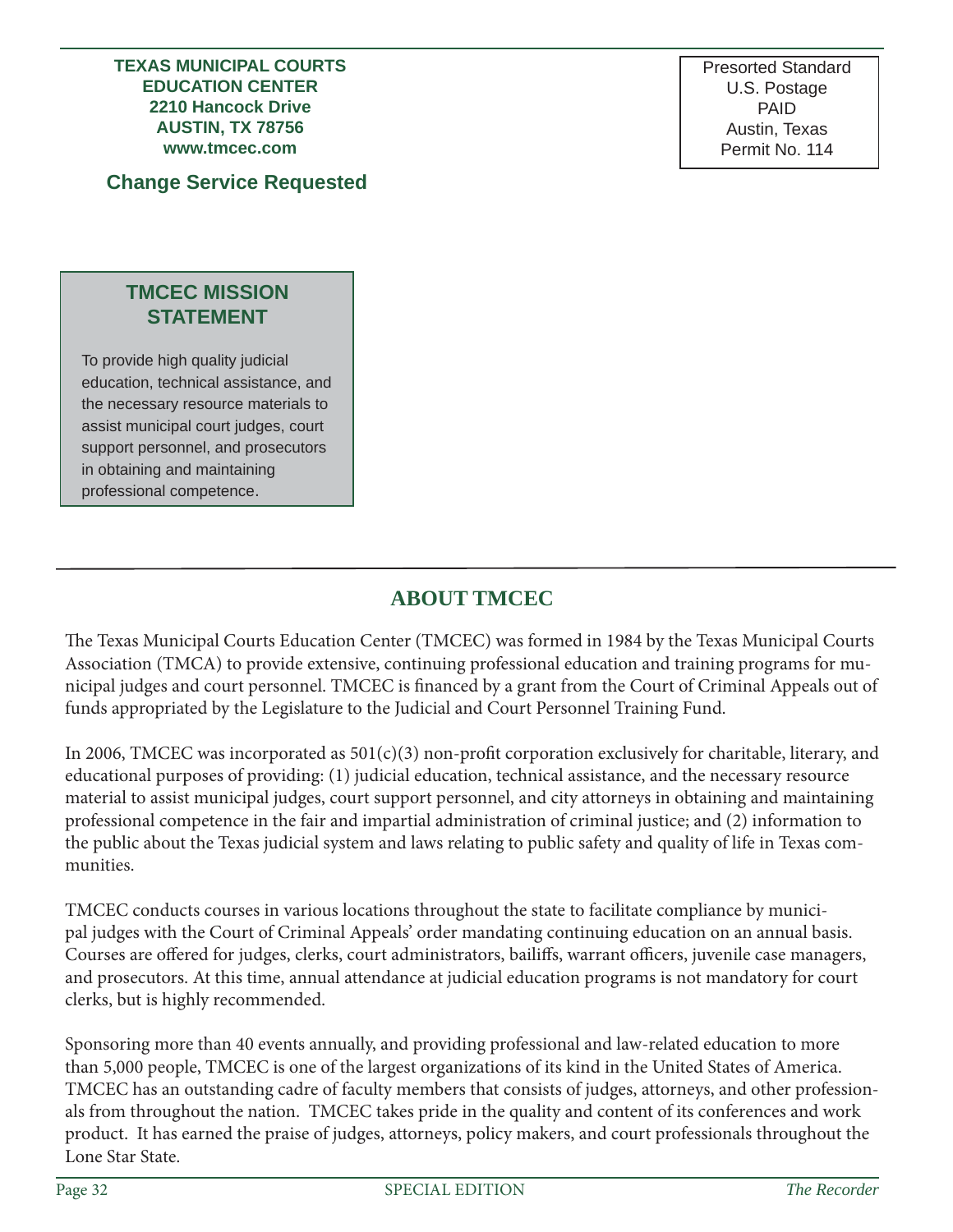**TEXAS MUNICIPAL COURTS EDUCATION CENTER**
**2210 Hancock Drive**
**AUSTIN, TX 78756**
**www.tmcec.com**

**Change Service Requested**

Presorted Standard
U.S. Postage
PAID
Austin, Texas
Permit No. 114

## TMCEC MISSION STATEMENT

To provide high quality judicial education, technical assistance, and the necessary resource materials to assist municipal court judges, court support personnel, and prosecutors in obtaining and maintaining professional competence.

## ABOUT TMCEC

The Texas Municipal Courts Education Center (TMCEC) was formed in 1984 by the Texas Municipal Courts Association (TMCA) to provide extensive, continuing professional education and training programs for municipal judges and court personnel. TMCEC is financed by a grant from the Court of Criminal Appeals out of funds appropriated by the Legislature to the Judicial and Court Personnel Training Fund.

In 2006, TMCEC was incorporated as 501(c)(3) non-profit corporation exclusively for charitable, literary, and educational purposes of providing: (1) judicial education, technical assistance, and the necessary resource material to assist municipal judges, court support personnel, and city attorneys in obtaining and maintaining professional competence in the fair and impartial administration of criminal justice; and (2) information to the public about the Texas judicial system and laws relating to public safety and quality of life in Texas communities.

TMCEC conducts courses in various locations throughout the state to facilitate compliance by municipal judges with the Court of Criminal Appeals' order mandating continuing education on an annual basis. Courses are offered for judges, clerks, court administrators, bailiffs, warrant officers, juvenile case managers, and prosecutors. At this time, annual attendance at judicial education programs is not mandatory for court clerks, but is highly recommended.

Sponsoring more than 40 events annually, and providing professional and law-related education to more than 5,000 people, TMCEC is one of the largest organizations of its kind in the United States of America. TMCEC has an outstanding cadre of faculty members that consists of judges, attorneys, and other professionals from throughout the nation. TMCEC takes pride in the quality and content of its conferences and work product. It has earned the praise of judges, attorneys, policy makers, and court professionals throughout the Lone Star State.